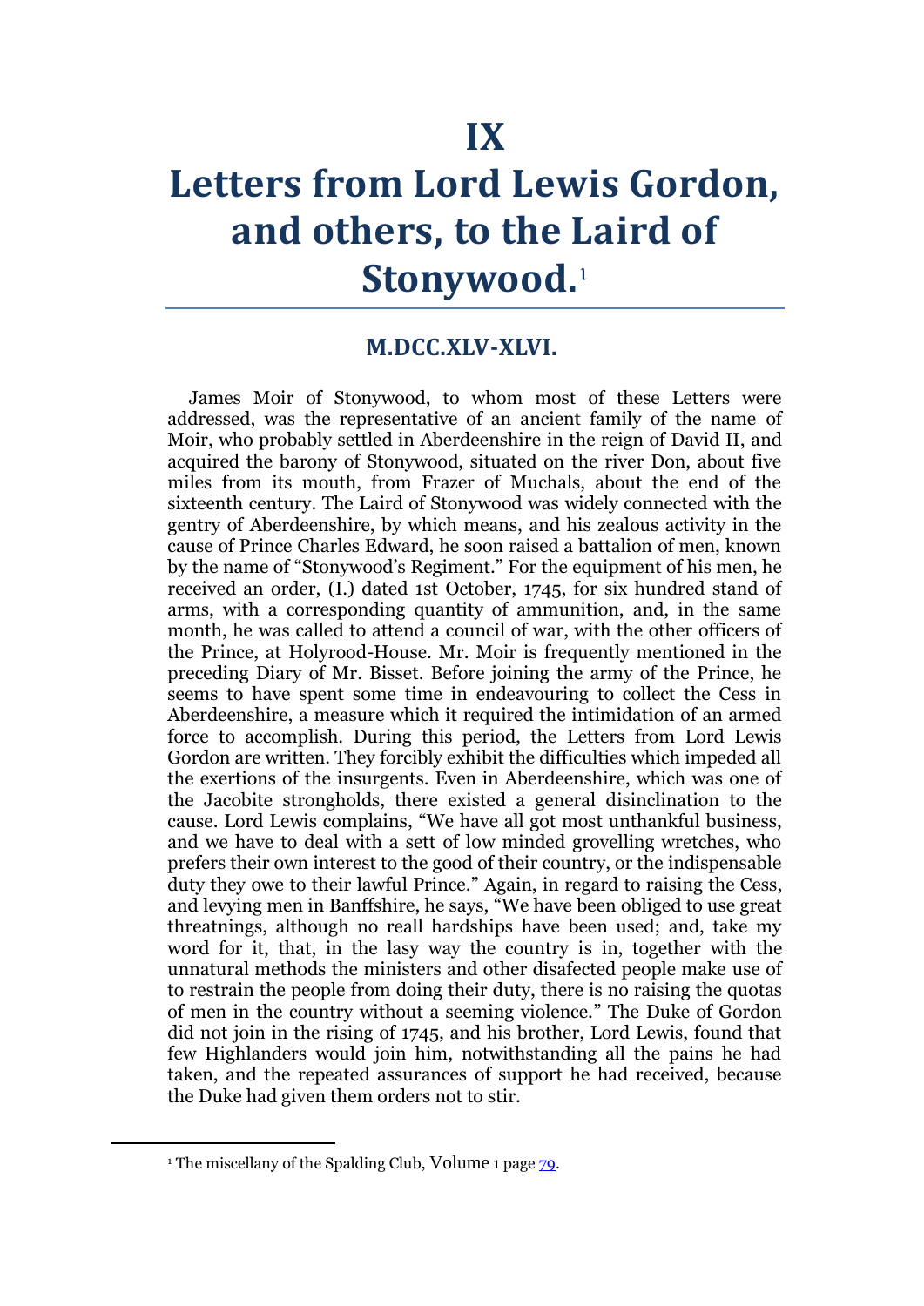# IX

# Letters from Lord Lewis Gordon, and others, to the Laird of Stonywood.[1]

## M.DCC.XLV-XLVI.

James Moir of Stonywood, to whom most of these Letters were addressed, was the representative of an ancient family of the name of Moir, who probably settled in Aberdeenshire in the reign of David II, and acquired the barony of Stonywood, situated on the river Don, about five miles from its mouth, from Frazer of Muchals, about the end of the sixteenth century. The Laird of Stonywood was widely connected with the gentry of Aberdeenshire, by which means, and his zealous activity in the cause of Prince Charles Edward, he soon raised a battalion of men, known by the name of "Stonywood's Regiment." For the equipment of his men, he received an order, (I.) dated 1st October, 1745, for six hundred stand of arms, with a corresponding quantity of ammunition, and, in the same month, he was called to attend a council of war, with the other officers of the Prince, at Holyrood-House. Mr. Moir is frequently mentioned in the preceding Diary of Mr. Bisset. Before joining the army of the Prince, he seems to have spent some time in endeavouring to collect the Cess in Aberdeenshire, a measure which it required the intimidation of an armed force to accomplish. During this period, the Letters from Lord Lewis Gordon are written. They forcibly exhibit the difficulties which impeded all the exertions of the insurgents. Even in Aberdeenshire, which was one of the Jacobite strongholds, there existed a general disinclination to the cause. Lord Lewis complains, "We have all got most unthankful business, and we have to deal with a sett of low minded grovelling wretches, who prefers their own interest to the good of their country, or the indispensable duty they owe to their lawful Prince." Again, in regard to raising the Cess, and levying men in Banffshire, he says, "We have been obliged to use great threatnings, although no reall hardships have been used; and, take my word for it, that, in the lasy way the country is in, together with the unnatural methods the ministers and other disafected people make use of to restrain the people from doing their duty, there is no raising the quotas of men in the country without a seeming violence." The Duke of Gordon did not join in the rising of 1745, and his brother, Lord Lewis, found that few Highlanders would join him, notwithstanding all the pains he had taken, and the repeated assurances of support he had received, because the Duke had given them orders not to stir.

---

[1] The miscellany of the Spalding Club, Volume 1 page 79.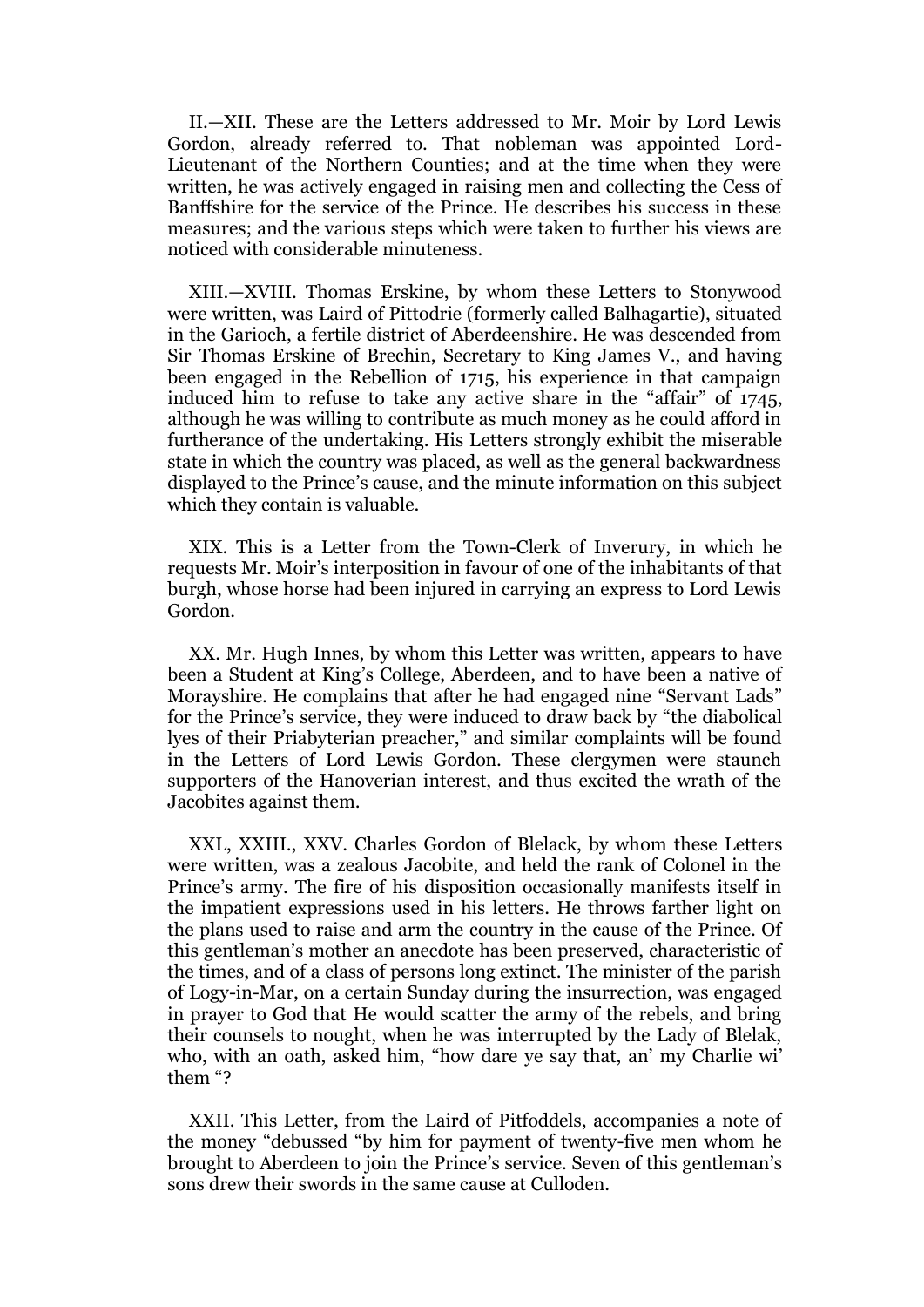II.—XII. These are the Letters addressed to Mr. Moir by Lord Lewis Gordon, already referred to. That nobleman was appointed Lord-Lieutenant of the Northern Counties; and at the time when they were written, he was actively engaged in raising men and collecting the Cess of Banffshire for the service of the Prince. He describes his success in these measures; and the various steps which were taken to further his views are noticed with considerable minuteness.

XIII.—XVIII. Thomas Erskine, by whom these Letters to Stonywood were written, was Laird of Pittodrie (formerly called Balhagartie), situated in the Garioch, a fertile district of Aberdeenshire. He was descended from Sir Thomas Erskine of Brechin, Secretary to King James V., and having been engaged in the Rebellion of 1715, his experience in that campaign induced him to refuse to take any active share in the "affair" of 1745, although he was willing to contribute as much money as he could afford in furtherance of the undertaking. His Letters strongly exhibit the miserable state in which the country was placed, as well as the general backwardness displayed to the Prince's cause, and the minute information on this subject which they contain is valuable.

XIX. This is a Letter from the Town-Clerk of Inverury, in which he requests Mr. Moir's interposition in favour of one of the inhabitants of that burgh, whose horse had been injured in carrying an express to Lord Lewis Gordon.

XX. Mr. Hugh Innes, by whom this Letter was written, appears to have been a Student at King's College, Aberdeen, and to have been a native of Morayshire. He complains that after he had engaged nine "Servant Lads" for the Prince's service, they were induced to draw back by "the diabolical lyes of their Priabyterian preacher," and similar complaints will be found in the Letters of Lord Lewis Gordon. These clergymen were staunch supporters of the Hanoverian interest, and thus excited the wrath of the Jacobites against them.

XXI., XXIII., XXV. Charles Gordon of Blelack, by whom these Letters were written, was a zealous Jacobite, and held the rank of Colonel in the Prince's army. The fire of his disposition occasionally manifests itself in the impatient expressions used in his letters. He throws farther light on the plans used to raise and arm the country in the cause of the Prince. Of this gentleman's mother an anecdote has been preserved, characteristic of the times, and of a class of persons long extinct. The minister of the parish of Logy-in-Mar, on a certain Sunday during the insurrection, was engaged in prayer to God that He would scatter the army of the rebels, and bring their counsels to nought, when he was interrupted by the Lady of Blelak, who, with an oath, asked him, "how dare ye say that, an' my Charlie wi' them "?

XXII. This Letter, from the Laird of Pitfoddels, accompanies a note of the money "debussed "by him for payment of twenty-five men whom he brought to Aberdeen to join the Prince's service. Seven of this gentleman's sons drew their swords in the same cause at Culloden.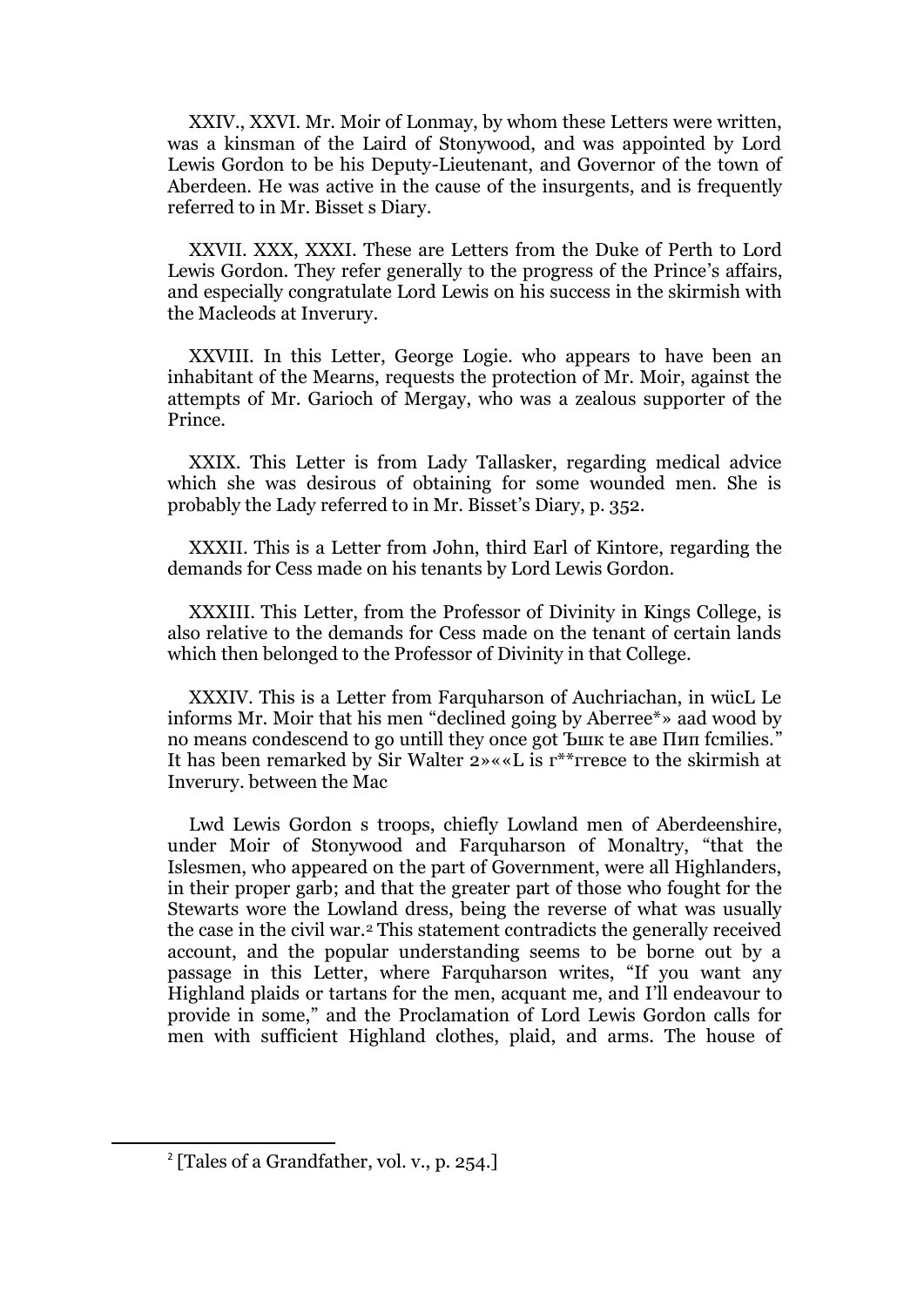XXIV., XXVI. Mr. Moir of Lonmay, by whom these Letters were written, was a kinsman of the Laird of Stonywood, and was appointed by Lord Lewis Gordon to be his Deputy-Lieutenant, and Governor of the town of Aberdeen. He was active in the cause of the insurgents, and is frequently referred to in Mr. Bisset s Diary.

XXVII. XXX, XXXI. These are Letters from the Duke of Perth to Lord Lewis Gordon. They refer generally to the progress of the Prince's affairs, and especially congratulate Lord Lewis on his success in the skirmish with the Macleods at Inverury.

XXVIII. In this Letter, George Logie. who appears to have been an inhabitant of the Mearns, requests the protection of Mr. Moir, against the attempts of Mr. Garioch of Mergay, who was a zealous supporter of the Prince.

XXIX. This Letter is from Lady Tallasker, regarding medical advice which she was desirous of obtaining for some wounded men. She is probably the Lady referred to in Mr. Bisset's Diary, p. 352.

XXXII. This is a Letter from John, third Earl of Kintore, regarding the demands for Cess made on his tenants by Lord Lewis Gordon.

XXXIII. This Letter, from the Professor of Divinity in Kings College, is also relative to the demands for Cess made on the tenant of certain lands which then belonged to the Professor of Divinity in that College.

XXXIV. This is a Letter from Farquharson of Auchriachan, in wücL Le informs Mr. Moir that his men "declined going by Aberree*» aad wood by no means condescend to go untill they once got Ъшк te аве Пип fcmilies." It has been remarked by Sir Walter 2»««L is r**rrевсе to the skirmish at Inverury. between the Mac

Lwd Lewis Gordon s troops, chiefly Lowland men of Aberdeenshire, under Moir of Stonywood and Farquharson of Monaltry, "that the Islesmen, who appeared on the part of Government, were all Highlanders, in their proper garb; and that the greater part of those who fought for the Stewarts wore the Lowland dress, being the reverse of what was usually the case in the civil war.[2] This statement contradicts the generally received account, and the popular understanding seems to be borne out by a passage in this Letter, where Farquharson writes, "If you want any Highland plaids or tartans for the men, acquant me, and I'll endeavour to provide in some," and the Proclamation of Lord Lewis Gordon calls for men with sufficient Highland clothes, plaid, and arms. The house of

[2] [Tales of a Grandfather, vol. v., p. 254.]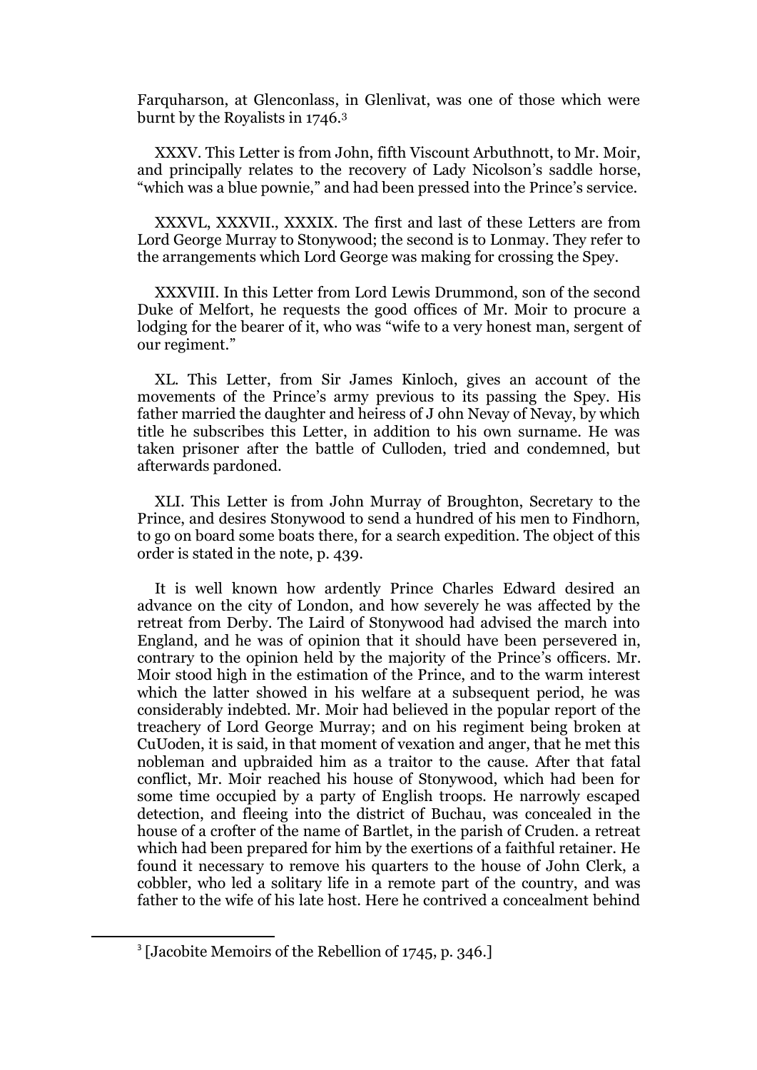Farquharson, at Glenconlass, in Glenlivat, was one of those which were burnt by the Royalists in 1746.[3]

XXXV. This Letter is from John, fifth Viscount Arbuthnott, to Mr. Moir, and principally relates to the recovery of Lady Nicolson's saddle horse, "which was a blue pownie," and had been pressed into the Prince's service.

XXXVL, XXXVII., XXXIX. The first and last of these Letters are from Lord George Murray to Stonywood; the second is to Lonmay. They refer to the arrangements which Lord George was making for crossing the Spey.

XXXVIII. In this Letter from Lord Lewis Drummond, son of the second Duke of Melfort, he requests the good offices of Mr. Moir to procure a lodging for the bearer of it, who was "wife to a very honest man, sergent of our regiment."

XL. This Letter, from Sir James Kinloch, gives an account of the movements of the Prince's army previous to its passing the Spey. His father married the daughter and heiress of J ohn Nevay of Nevay, by which title he subscribes this Letter, in addition to his own surname. He was taken prisoner after the battle of Culloden, tried and condemned, but afterwards pardoned.

XLI. This Letter is from John Murray of Broughton, Secretary to the Prince, and desires Stonywood to send a hundred of his men to Findhorn, to go on board some boats there, for a search expedition. The object of this order is stated in the note, p. 439.

It is well known how ardently Prince Charles Edward desired an advance on the city of London, and how severely he was affected by the retreat from Derby. The Laird of Stonywood had advised the march into England, and he was of opinion that it should have been persevered in, contrary to the opinion held by the majority of the Prince's officers. Mr. Moir stood high in the estimation of the Prince, and to the warm interest which the latter showed in his welfare at a subsequent period, he was considerably indebted. Mr. Moir had believed in the popular report of the treachery of Lord George Murray; and on his regiment being broken at CuUoden, it is said, in that moment of vexation and anger, that he met this nobleman and upbraided him as a traitor to the cause. After that fatal conflict, Mr. Moir reached his house of Stonywood, which had been for some time occupied by a party of English troops. He narrowly escaped detection, and fleeing into the district of Buchau, was concealed in the house of a crofter of the name of Bartlet, in the parish of Cruden. a retreat which had been prepared for him by the exertions of a faithful retainer. He found it necessary to remove his quarters to the house of John Clerk, a cobbler, who led a solitary life in a remote part of the country, and was father to the wife of his late host. Here he contrived a concealment behind

[3] [Jacobite Memoirs of the Rebellion of 1745, p. 346.]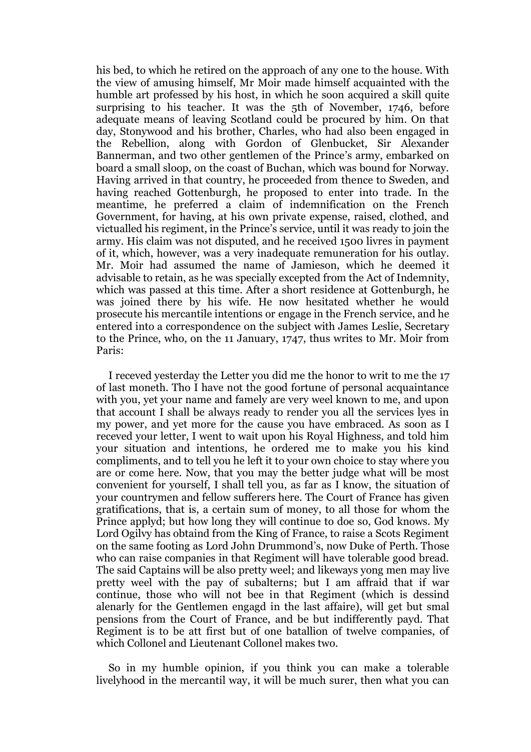his bed, to which he retired on the approach of any one to the house. With the view of amusing himself, Mr Moir made himself acquainted with the humble art professed by his host, in which he soon acquired a skill quite surprising to his teacher. It was the 5th of November, 1746, before adequate means of leaving Scotland could be procured by him. On that day, Stonywood and his brother, Charles, who had also been engaged in the Rebellion, along with Gordon of Glenbucket, Sir Alexander Bannerman, and two other gentlemen of the Prince's army, embarked on board a small sloop, on the coast of Buchan, which was bound for Norway. Having arrived in that country, he proceeded from thence to Sweden, and having reached Gottenburgh, he proposed to enter into trade. In the meantime, he preferred a claim of indemnification on the French Government, for having, at his own private expense, raised, clothed, and victualled his regiment, in the Prince's service, until it was ready to join the army. His claim was not disputed, and he received 1500 livres in payment of it, which, however, was a very inadequate remuneration for his outlay. Mr. Moir had assumed the name of Jamieson, which he deemed it advisable to retain, as he was specially excepted from the Act of Indemnity, which was passed at this time. After a short residence at Gottenburgh, he was joined there by his wife. He now hesitated whether he would prosecute his mercantile intentions or engage in the French service, and he entered into a correspondence on the subject with James Leslie, Secretary to the Prince, who, on the 11 January, 1747, thus writes to Mr. Moir from Paris:

I receved yesterday the Letter you did me the honor to writ to me the 17 of last moneth. Tho I have not the good fortune of personal acquaintance with you, yet your name and famely are very weel known to me, and upon that account I shall be always ready to render you all the services lyes in my power, and yet more for the cause you have embraced. As soon as I receved your letter, I went to wait upon his Royal Highness, and told him your situation and intentions, he ordered me to make you his kind compliments, and to tell you he left it to your own choice to stay where you are or come here. Now, that you may the better judge what will be most convenient for yourself, I shall tell you, as far as I know, the situation of your countrymen and fellow sufferers here. The Court of France has given gratifications, that is, a certain sum of money, to all those for whom the Prince applyd; but how long they will continue to doe so, God knows. My Lord Ogilvy has obtaind from the King of France, to raise a Scots Regiment on the same footing as Lord John Drummond's, now Duke of Perth. Those who can raise companies in that Regiment will have tolerable good bread. The said Captains will be also pretty weel; and likeways yong men may live pretty weel with the pay of subalterns; but I am affraid that if war continue, those who will not bee in that Regiment (which is dessind alenarly for the Gentlemen engagd in the last affaire), will get but smal pensions from the Court of France, and be but indifferently payd. That Regiment is to be att first but of one batallion of twelve companies, of which Collonel and Lieutenant Collonel makes two.

So in my humble opinion, if you think you can make a tolerable livelyhood in the mercantil way, it will be much surer, then what you can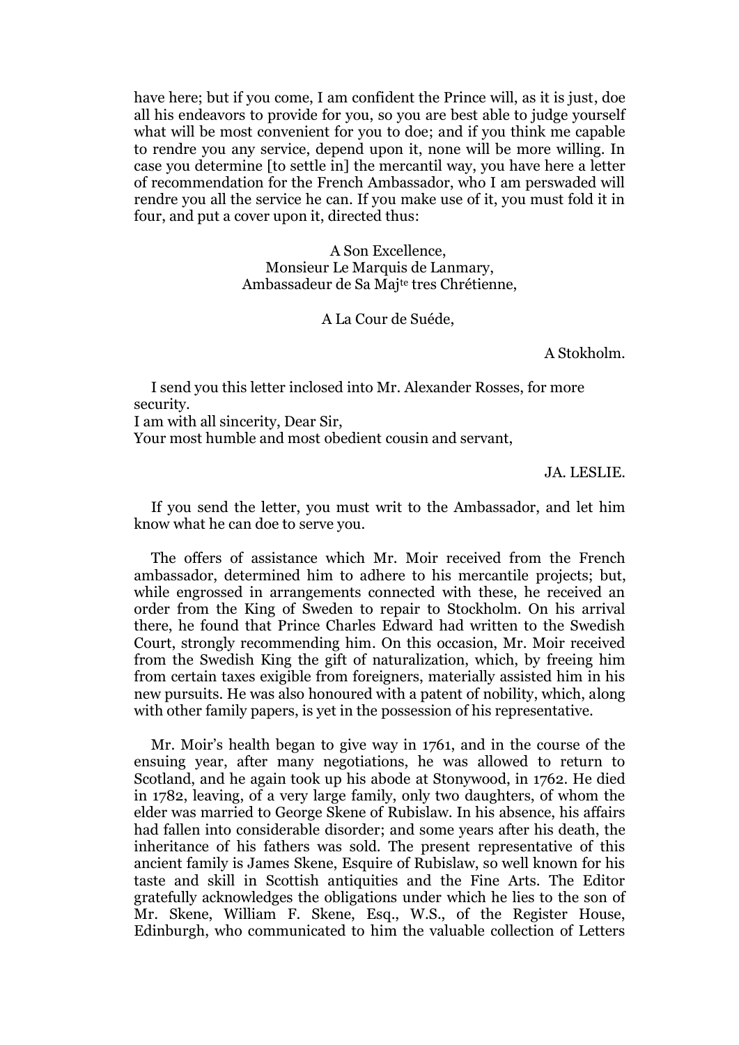have here; but if you come, I am confident the Prince will, as it is just, doe all his endeavors to provide for you, so you are best able to judge yourself what will be most convenient for you to doe; and if you think me capable to rendre you any service, depend upon it, none will be more willing. In case you determine [to settle in] the mercantil way, you have here a letter of recommendation for the French Ambassador, who I am perswaded will rendre you all the service he can. If you make use of it, you must fold it in four, and put a cover upon it, directed thus:

A Son Excellence,
Monsieur Le Marquis de Lanmary,
Ambassadeur de Sa Maj[te] tres Chrétienne,

A La Cour de Suéde,

A Stokholm.

I send you this letter inclosed into Mr. Alexander Rosses, for more security.
I am with all sincerity, Dear Sir,
Your most humble and most obedient cousin and servant,

JA. LESLIE.

If you send the letter, you must writ to the Ambassador, and let him know what he can doe to serve you.

The offers of assistance which Mr. Moir received from the French ambassador, determined him to adhere to his mercantile projects; but, while engrossed in arrangements connected with these, he received an order from the King of Sweden to repair to Stockholm. On his arrival there, he found that Prince Charles Edward had written to the Swedish Court, strongly recommending him. On this occasion, Mr. Moir received from the Swedish King the gift of naturalization, which, by freeing him from certain taxes exigible from foreigners, materially assisted him in his new pursuits. He was also honoured with a patent of nobility, which, along with other family papers, is yet in the possession of his representative.

Mr. Moir's health began to give way in 1761, and in the course of the ensuing year, after many negotiations, he was allowed to return to Scotland, and he again took up his abode at Stonywood, in 1762. He died in 1782, leaving, of a very large family, only two daughters, of whom the elder was married to George Skene of Rubislaw. In his absence, his affairs had fallen into considerable disorder; and some years after his death, the inheritance of his fathers was sold. The present representative of this ancient family is James Skene, Esquire of Rubislaw, so well known for his taste and skill in Scottish antiquities and the Fine Arts. The Editor gratefully acknowledges the obligations under which he lies to the son of Mr. Skene, William F. Skene, Esq., W.S., of the Register House, Edinburgh, who communicated to him the valuable collection of Letters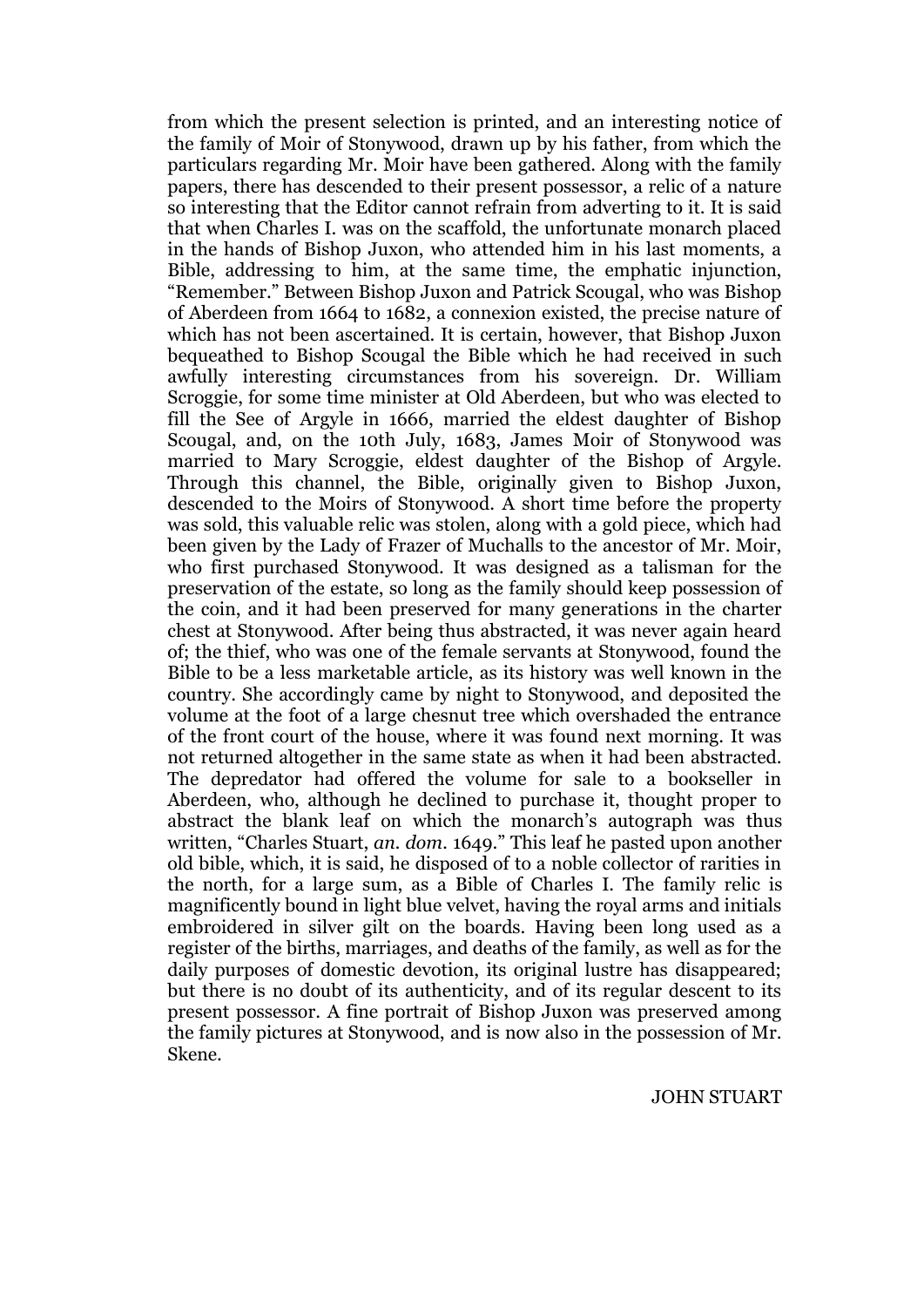from which the present selection is printed, and an interesting notice of the family of Moir of Stonywood, drawn up by his father, from which the particulars regarding Mr. Moir have been gathered. Along with the family papers, there has descended to their present possessor, a relic of a nature so interesting that the Editor cannot refrain from adverting to it. It is said that when Charles I. was on the scaffold, the unfortunate monarch placed in the hands of Bishop Juxon, who attended him in his last moments, a Bible, addressing to him, at the same time, the emphatic injunction, “Remember.” Between Bishop Juxon and Patrick Scougal, who was Bishop of Aberdeen from 1664 to 1682, a connexion existed, the precise nature of which has not been ascertained. It is certain, however, that Bishop Juxon bequeathed to Bishop Scougal the Bible which he had received in such awfully interesting circumstances from his sovereign. Dr. William Scroggie, for some time minister at Old Aberdeen, but who was elected to fill the See of Argyle in 1666, married the eldest daughter of Bishop Scougal, and, on the 10th July, 1683, James Moir of Stonywood was married to Mary Scroggie, eldest daughter of the Bishop of Argyle. Through this channel, the Bible, originally given to Bishop Juxon, descended to the Moirs of Stonywood. A short time before the property was sold, this valuable relic was stolen, along with a gold piece, which had been given by the Lady of Frazer of Muchalls to the ancestor of Mr. Moir, who first purchased Stonywood. It was designed as a talisman for the preservation of the estate, so long as the family should keep possession of the coin, and it had been preserved for many generations in the charter chest at Stonywood. After being thus abstracted, it was never again heard of; the thief, who was one of the female servants at Stonywood, found the Bible to be a less marketable article, as its history was well known in the country. She accordingly came by night to Stonywood, and deposited the volume at the foot of a large chesnut tree which overshaded the entrance of the front court of the house, where it was found next morning. It was not returned altogether in the same state as when it had been abstracted. The depredator had offered the volume for sale to a bookseller in Aberdeen, who, although he declined to purchase it, thought proper to abstract the blank leaf on which the monarch’s autograph was thus written, “Charles Stuart, *an. dom.* 1649.” This leaf he pasted upon another old bible, which, it is said, he disposed of to a noble collector of rarities in the north, for a large sum, as a Bible of Charles I. The family relic is magnificently bound in light blue velvet, having the royal arms and initials embroidered in silver gilt on the boards. Having been long used as a register of the births, marriages, and deaths of the family, as well as for the daily purposes of domestic devotion, its original lustre has disappeared; but there is no doubt of its authenticity, and of its regular descent to its present possessor. A fine portrait of Bishop Juxon was preserved among the family pictures at Stonywood, and is now also in the possession of Mr. Skene.

JOHN STUART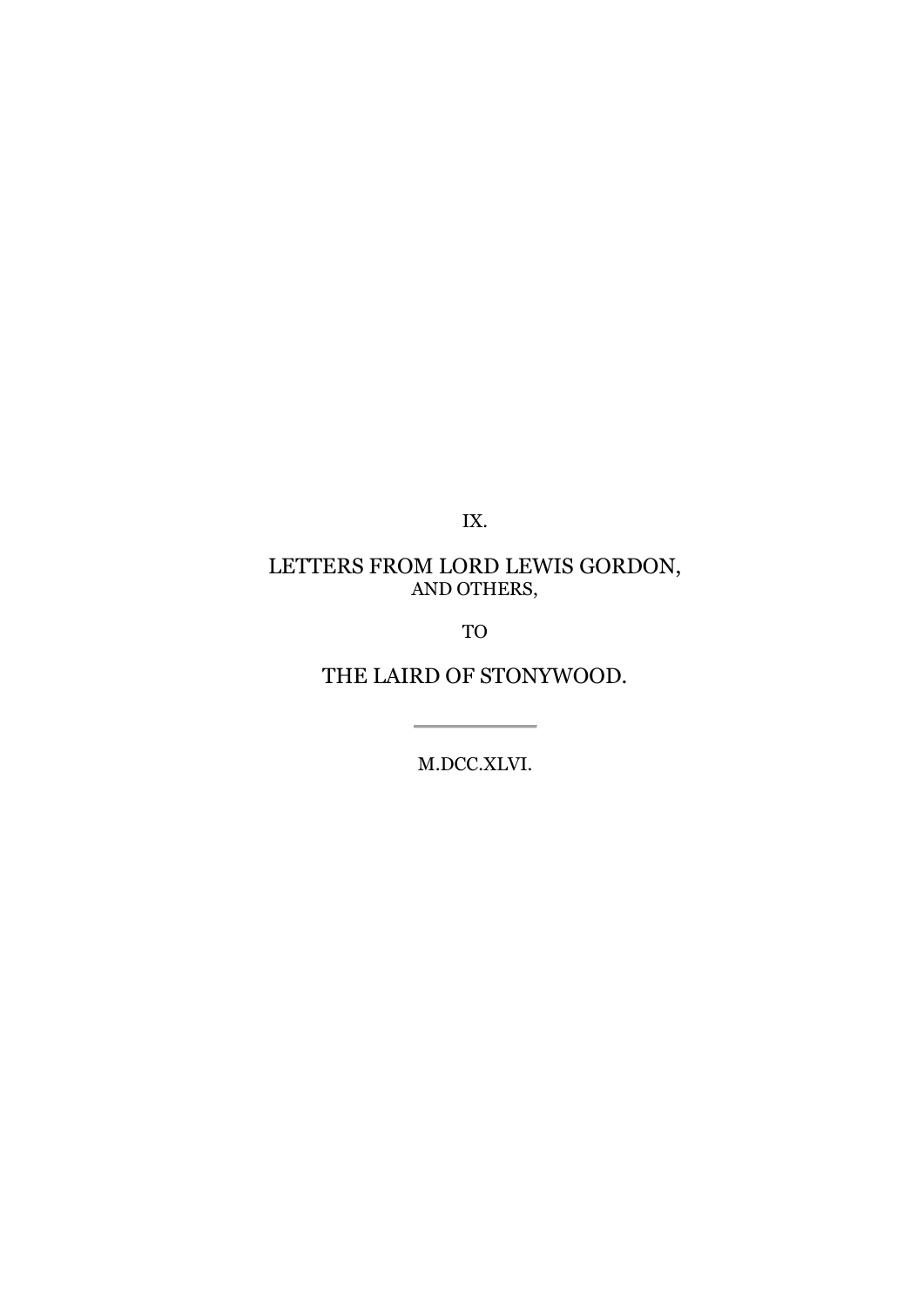IX.

# LETTERS FROM LORD LEWIS GORDON,

AND OTHERS,

TO

# THE LAIRD OF STONYWOOD.

---

M.DCC.XLVI.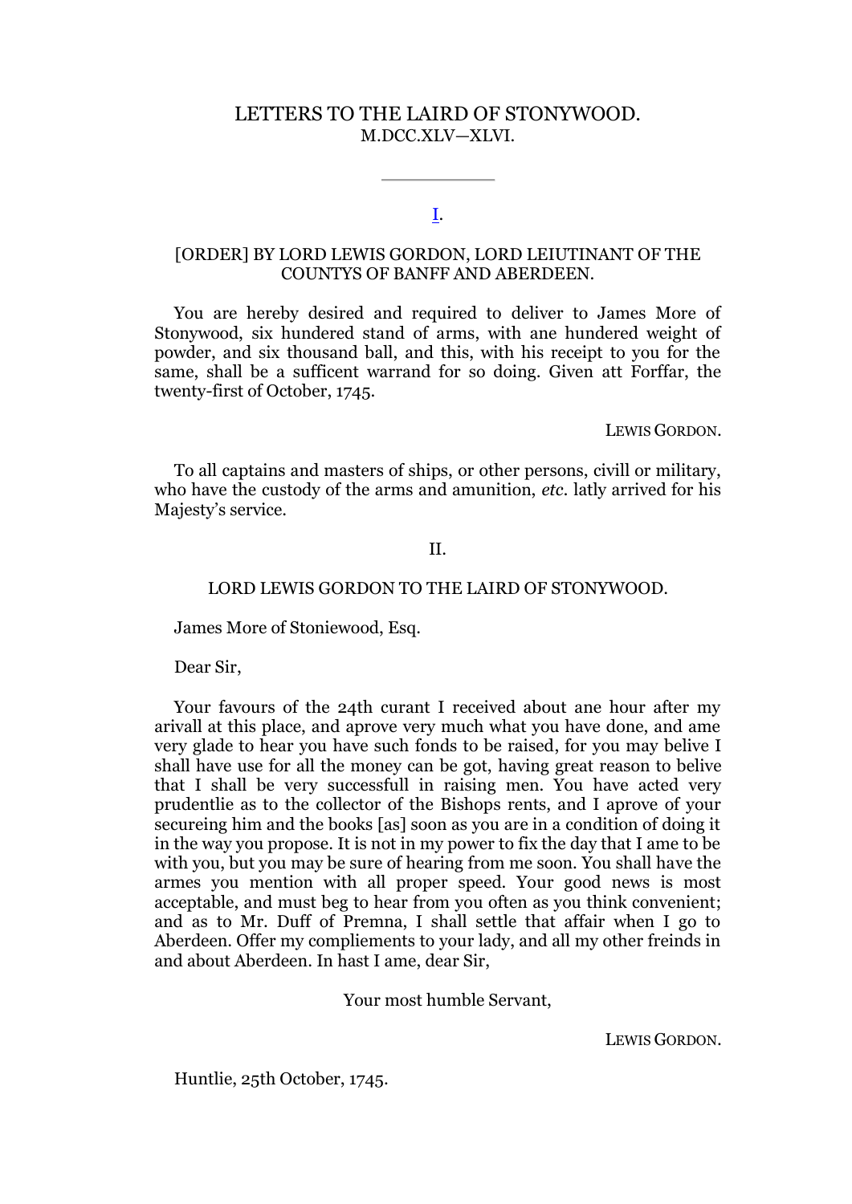# LETTERS TO THE LAIRD OF STONYWOOD.
M.DCC.XLV—XLVI.

---

## I.

### [ORDER] BY LORD LEWIS GORDON, LORD LEIUTINANT OF THE COUNTYS OF BANFF AND ABERDEEN.

You are hereby desired and required to deliver to James More of Stonywood, six hundered stand of arms, with ane hundered weight of powder, and six thousand ball, and this, with his receipt to you for the same, shall be a sufficent warrand for so doing. Given att Forffar, the twenty-first of October, 1745.

LEWIS GORDON.

To all captains and masters of ships, or other persons, civill or military, who have the custody of the arms and amunition, *etc.* latly arrived for his Majesty's service.

## II.

### LORD LEWIS GORDON TO THE LAIRD OF STONYWOOD.

James More of Stoniewood, Esq.

Dear Sir,

Your favours of the 24th curant I received about ane hour after my arivall at this place, and aprove very much what you have done, and ame very glade to hear you have such fonds to be raised, for you may belive I shall have use for all the money can be got, having great reason to belive that I shall be very successfull in raising men. You have acted very prudentlie as to the collector of the Bishops rents, and I aprove of your secureing him and the books [as] soon as you are in a condition of doing it in the way you propose. It is not in my power to fix the day that I ame to be with you, but you may be sure of hearing from me soon. You shall have the armes you mention with all proper speed. Your good news is most acceptable, and must beg to hear from you often as you think convenient; and as to Mr. Duff of Premna, I shall settle that affair when I go to Aberdeen. Offer my compliements to your lady, and all my other freinds in and about Aberdeen. In hast I ame, dear Sir,

Your most humble Servant,

LEWIS GORDON.

Huntlie, 25th October, 1745.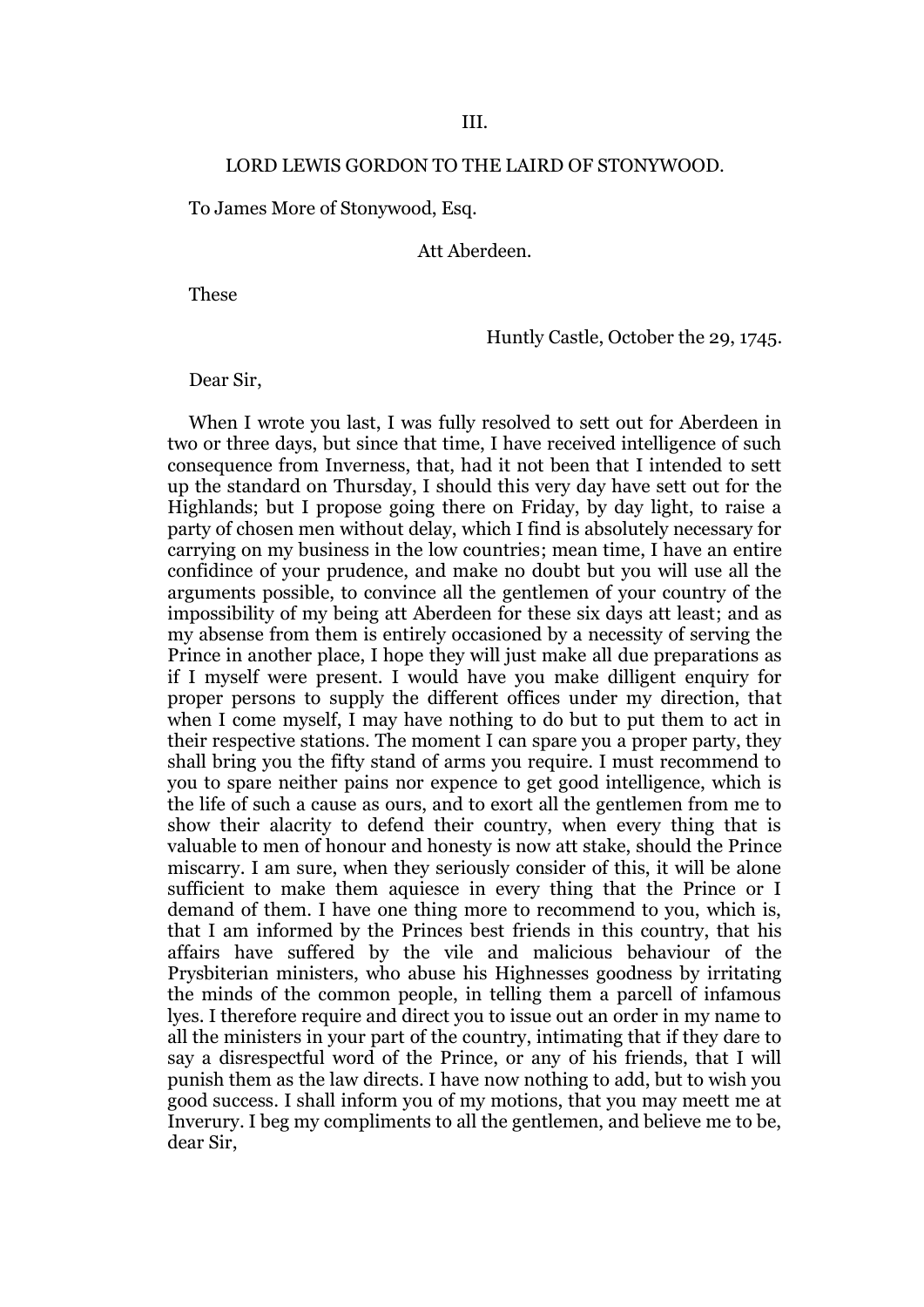III.

### LORD LEWIS GORDON TO THE LAIRD OF STONYWOOD.

To James More of Stonywood, Esq.

Att Aberdeen.

These

Huntly Castle, October the 29, 1745.

Dear Sir,

When I wrote you last, I was fully resolved to sett out for Aberdeen in two or three days, but since that time, I have received intelligence of such consequence from Inverness, that, had it not been that I intended to sett up the standard on Thursday, I should this very day have sett out for the Highlands; but I propose going there on Friday, by day light, to raise a party of chosen men without delay, which I find is absolutely necessary for carrying on my business in the low countries; mean time, I have an entire confidince of your prudence, and make no doubt but you will use all the arguments possible, to convince all the gentlemen of your country of the impossibility of my being att Aberdeen for these six days att least; and as my absense from them is entirely occasioned by a necessity of serving the Prince in another place, I hope they will just make all due preparations as if I myself were present. I would have you make dilligent enquiry for proper persons to supply the different offices under my direction, that when I come myself, I may have nothing to do but to put them to act in their respective stations. The moment I can spare you a proper party, they shall bring you the fifty stand of arms you require. I must recommend to you to spare neither pains nor expence to get good intelligence, which is the life of such a cause as ours, and to exort all the gentlemen from me to show their alacrity to defend their country, when every thing that is valuable to men of honour and honesty is now att stake, should the Prince miscarry. I am sure, when they seriously consider of this, it will be alone sufficient to make them aquiesce in every thing that the Prince or I demand of them. I have one thing more to recommend to you, which is, that I am informed by the Princes best friends in this country, that his affairs have suffered by the vile and malicious behaviour of the Prysbiterian ministers, who abuse his Highnesses goodness by irritating the minds of the common people, in telling them a parcell of infamous lyes. I therefore require and direct you to issue out an order in my name to all the ministers in your part of the country, intimating that if they dare to say a disrespectful word of the Prince, or any of his friends, that I will punish them as the law directs. I have now nothing to add, but to wish you good success. I shall inform you of my motions, that you may meett me at Inverury. I beg my compliments to all the gentlemen, and believe me to be, dear Sir,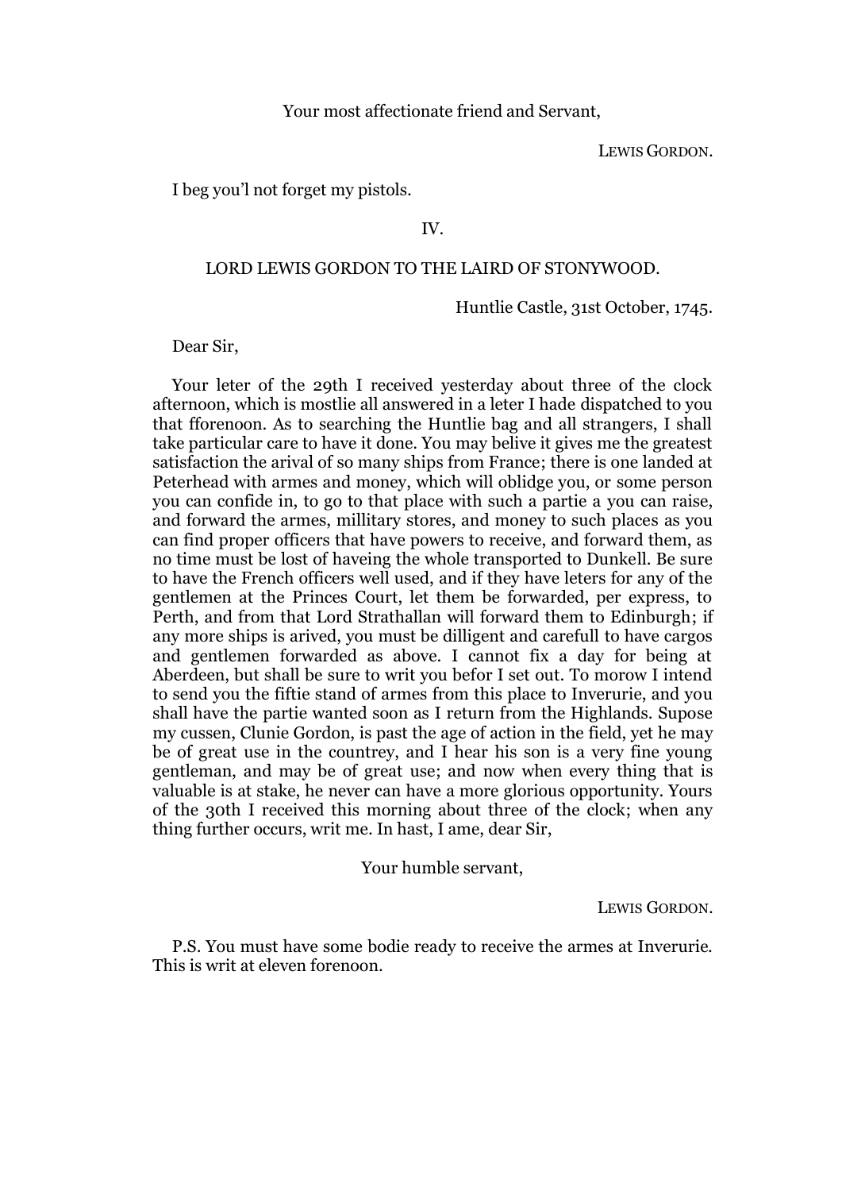Your most affectionate friend and Servant,

LEWIS GORDON.

I beg you'l not forget my pistols.

IV.

## LORD LEWIS GORDON TO THE LAIRD OF STONYWOOD.

Huntlie Castle, 31st October, 1745.

Dear Sir,

Your leter of the 29th I received yesterday about three of the clock afternoon, which is mostlie all answered in a leter I hade dispatched to you that fforenoon. As to searching the Huntlie bag and all strangers, I shall take particular care to have it done. You may belive it gives me the greatest satisfaction the arival of so many ships from France; there is one landed at Peterhead with armes and money, which will oblidge you, or some person you can confide in, to go to that place with such a partie a you can raise, and forward the armes, millitary stores, and money to such places as you can find proper officers that have powers to receive, and forward them, as no time must be lost of haveing the whole transported to Dunkell. Be sure to have the French officers well used, and if they have leters for any of the gentlemen at the Princes Court, let them be forwarded, per express, to Perth, and from that Lord Strathallan will forward them to Edinburgh; if any more ships is arived, you must be dilligent and carefull to have cargos and gentlemen forwarded as above. I cannot fix a day for being at Aberdeen, but shall be sure to writ you befor I set out. To morow I intend to send you the fiftie stand of armes from this place to Inverurie, and you shall have the partie wanted soon as I return from the Highlands. Supose my cussen, Clunie Gordon, is past the age of action in the field, yet he may be of great use in the countrey, and I hear his son is a very fine young gentleman, and may be of great use; and now when every thing that is valuable is at stake, he never can have a more glorious opportunity. Yours of the 30th I received this morning about three of the clock; when any thing further occurs, writ me. In hast, I ame, dear Sir,

Your humble servant,

LEWIS GORDON.

P.S. You must have some bodie ready to receive the armes at Inverurie. This is writ at eleven forenoon.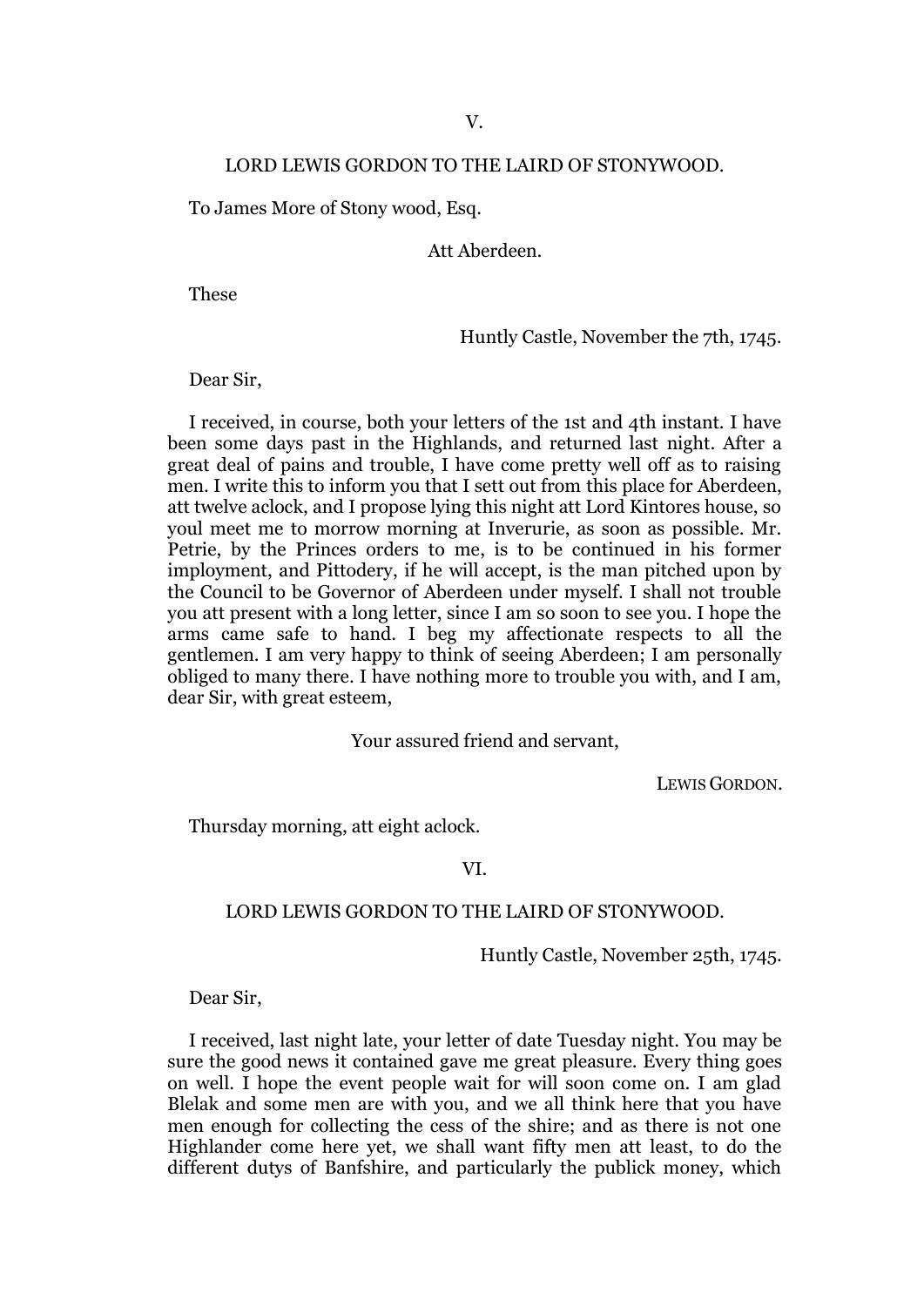V.

## LORD LEWIS GORDON TO THE LAIRD OF STONYWOOD.

To James More of Stony wood, Esq.

Att Aberdeen.

These

Huntly Castle, November the 7th, 1745.

Dear Sir,

I received, in course, both your letters of the 1st and 4th instant. I have been some days past in the Highlands, and returned last night. After a great deal of pains and trouble, I have come pretty well off as to raising men. I write this to inform you that I sett out from this place for Aberdeen, att twelve aclock, and I propose lying this night att Lord Kintores house, so youl meet me to morrow morning at Inverurie, as soon as possible. Mr. Petrie, by the Princes orders to me, is to be continued in his former imployment, and Pittodery, if he will accept, is the man pitched upon by the Council to be Governor of Aberdeen under myself. I shall not trouble you att present with a long letter, since I am so soon to see you. I hope the arms came safe to hand. I beg my affectionate respects to all the gentlemen. I am very happy to think of seeing Aberdeen; I am personally obliged to many there. I have nothing more to trouble you with, and I am, dear Sir, with great esteem,

Your assured friend and servant,

LEWIS GORDON.

Thursday morning, att eight aclock.

VI.

## LORD LEWIS GORDON TO THE LAIRD OF STONYWOOD.

Huntly Castle, November 25th, 1745.

Dear Sir,

I received, last night late, your letter of date Tuesday night. You may be sure the good news it contained gave me great pleasure. Every thing goes on well. I hope the event people wait for will soon come on. I am glad Blelak and some men are with you, and we all think here that you have men enough for collecting the cess of the shire; and as there is not one Highlander come here yet, we shall want fifty men att least, to do the different dutys of Banfshire, and particularly the publick money, which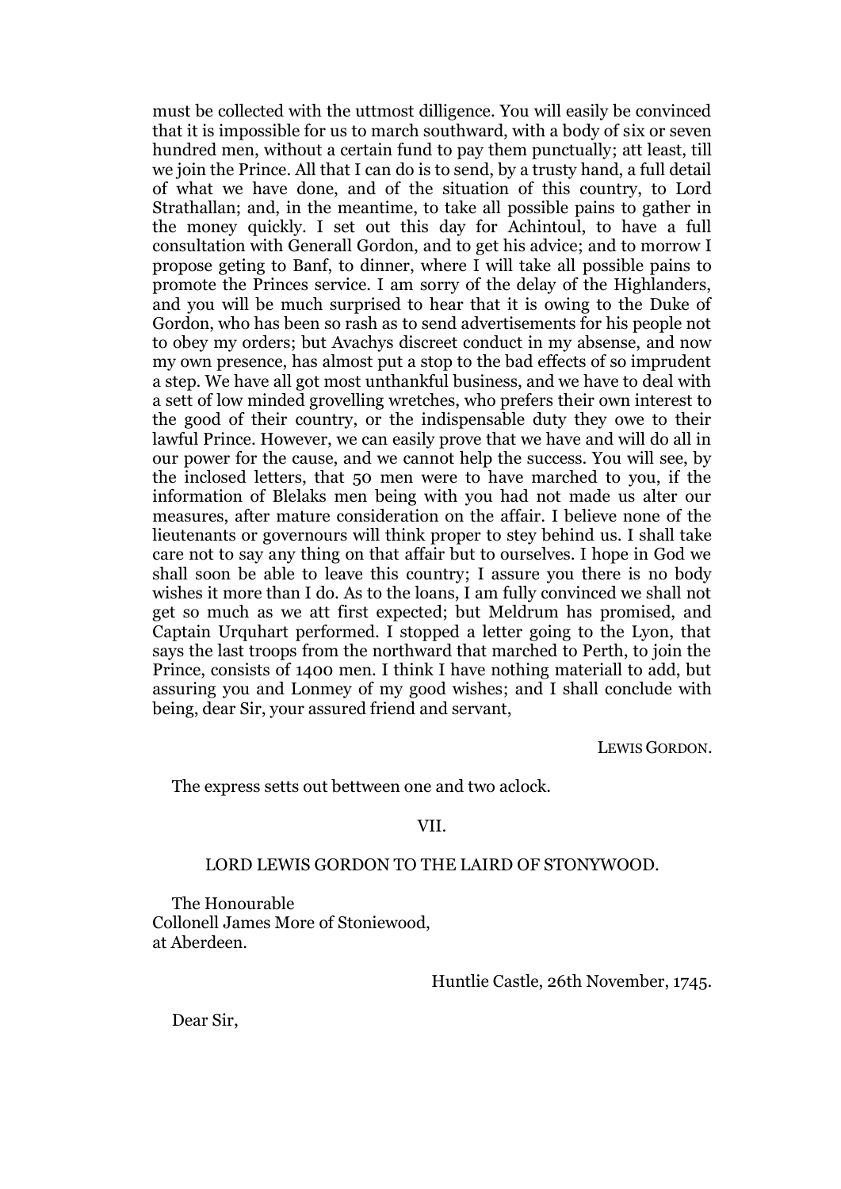must be collected with the uttmost dilligence. You will easily be convinced that it is impossible for us to march southward, with a body of six or seven hundred men, without a certain fund to pay them punctually; att least, till we join the Prince. All that I can do is to send, by a trusty hand, a full detail of what we have done, and of the situation of this country, to Lord Strathallan; and, in the meantime, to take all possible pains to gather in the money quickly. I set out this day for Achintoul, to have a full consultation with Generall Gordon, and to get his advice; and to morrow I propose geting to Banf, to dinner, where I will take all possible pains to promote the Princes service. I am sorry of the delay of the Highlanders, and you will be much surprised to hear that it is owing to the Duke of Gordon, who has been so rash as to send advertisements for his people not to obey my orders; but Avachys discreet conduct in my absense, and now my own presence, has almost put a stop to the bad effects of so imprudent a step. We have all got most unthankful business, and we have to deal with a sett of low minded grovelling wretches, who prefers their own interest to the good of their country, or the indispensable duty they owe to their lawful Prince. However, we can easily prove that we have and will do all in our power for the cause, and we cannot help the success. You will see, by the inclosed letters, that 50 men were to have marched to you, if the information of Blelaks men being with you had not made us alter our measures, after mature consideration on the affair. I believe none of the lieutenants or governours will think proper to stey behind us. I shall take care not to say any thing on that affair but to ourselves. I hope in God we shall soon be able to leave this country; I assure you there is no body wishes it more than I do. As to the loans, I am fully convinced we shall not get so much as we att first expected; but Meldrum has promised, and Captain Urquhart performed. I stopped a letter going to the Lyon, that says the last troops from the northward that marched to Perth, to join the Prince, consists of 1400 men. I think I have nothing materiall to add, but assuring you and Lonmey of my good wishes; and I shall conclude with being, dear Sir, your assured friend and servant,

LEWIS GORDON.

The express setts out bettween one and two aclock.

VII.

LORD LEWIS GORDON TO THE LAIRD OF STONYWOOD.

The Honourable
Collonell James More of Stoniewood,
at Aberdeen.

Huntlie Castle, 26th November, 1745.

Dear Sir,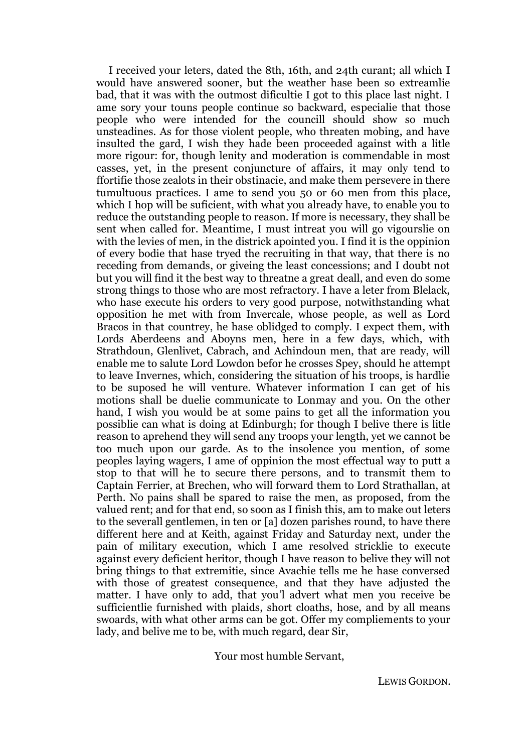I received your leters, dated the 8th, 16th, and 24th curant; all which I would have answered sooner, but the weather hase been so extreamlie bad, that it was with the outmost dificultie I got to this place last night. I ame sory your touns people continue so backward, especialie that those people who were intended for the councill should show so much unsteadines. As for those violent people, who threaten mobing, and have insulted the gard, I wish they hade been proceeded against with a litle more rigour: for, though lenity and moderation is commendable in most casses, yet, in the present conjuncture of affairs, it may only tend to ffortifie those zealots in their obstinacie, and make them persevere in there tumultuous practices. I ame to send you 50 or 60 men from this place, which I hop will be suficient, with what you already have, to enable you to reduce the outstanding people to reason. If more is necessary, they shall be sent when called for. Meantime, I must intreat you will go vigourslie on with the levies of men, in the districk apointed you. I find it is the oppinion of every bodie that hase tryed the recruiting in that way, that there is no receding from demands, or giveing the least concessions; and I doubt not but you will find it the best way to threatne a great deall, and even do some strong things to those who are most refractory. I have a leter from Blelack, who hase execute his orders to very good purpose, notwithstanding what opposition he met with from Invercale, whose people, as well as Lord Bracos in that countrey, he hase oblidged to comply. I expect them, with Lords Aberdeens and Aboyns men, here in a few days, which, with Strathdoun, Glenlivet, Cabrach, and Achindoun men, that are ready, will enable me to salute Lord Lowdon befor he crosses Spey, should he attempt to leave Invernes, which, considering the situation of his troops, is hardlie to be suposed he will venture. Whatever information I can get of his motions shall be duelie communicate to Lonmay and you. On the other hand, I wish you would be at some pains to get all the information you possiblie can what is doing at Edinburgh; for though I belive there is litle reason to aprehend they will send any troops your length, yet we cannot be too much upon our garde. As to the insolence you mention, of some peoples laying wagers, I ame of oppinion the most effectual way to putt a stop to that will he to secure there persons, and to transmit them to Captain Ferrier, at Brechen, who will forward them to Lord Strathallan, at Perth. No pains shall be spared to raise the men, as proposed, from the valued rent; and for that end, so soon as I finish this, am to make out leters to the severall gentlemen, in ten or [a] dozen parishes round, to have there different here and at Keith, against Friday and Saturday next, under the pain of military execution, which I ame resolved stricklie to execute against every deficient heritor, though I have reason to belive they will not bring things to that extremitie, since Avachie tells me he hase conversed with those of greatest consequence, and that they have adjusted the matter. I have only to add, that you'l advert what men you receive be sufficientlie furnished with plaids, short cloaths, hose, and by all means swoards, with what other arms can be got. Offer my compliements to your lady, and belive me to be, with much regard, dear Sir,

Your most humble Servant,

LEWIS GORDON.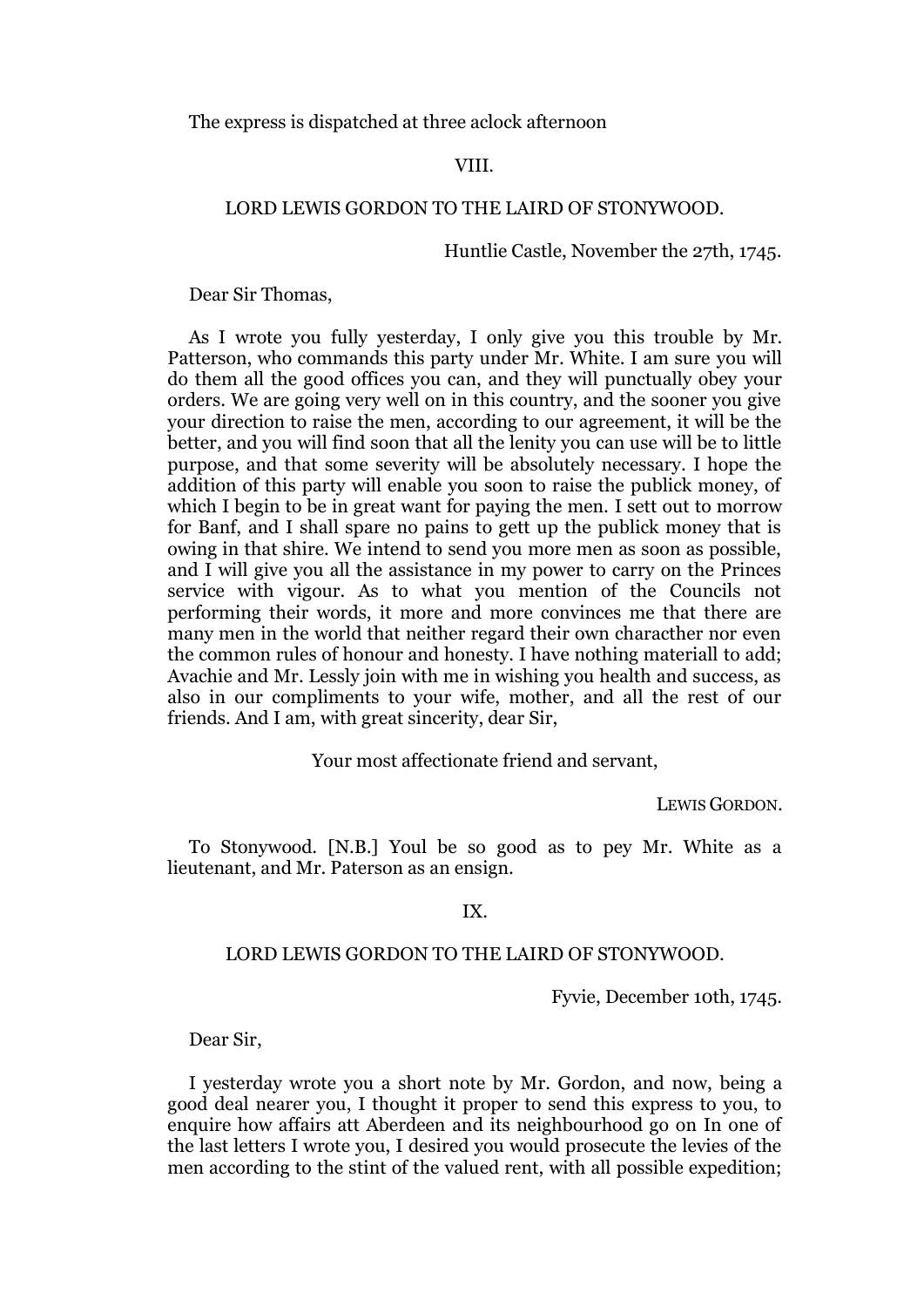The express is dispatched at three aclock afternoon

VIII.

LORD LEWIS GORDON TO THE LAIRD OF STONYWOOD.

Huntlie Castle, November the 27th, 1745.

Dear Sir Thomas,

As I wrote you fully yesterday, I only give you this trouble by Mr. Patterson, who commands this party under Mr. White. I am sure you will do them all the good offices you can, and they will punctually obey your orders. We are going very well on in this country, and the sooner you give your direction to raise the men, according to our agreement, it will be the better, and you will find soon that all the lenity you can use will be to little purpose, and that some severity will be absolutely necessary. I hope the addition of this party will enable you soon to raise the publick money, of which I begin to be in great want for paying the men. I sett out to morrow for Banf, and I shall spare no pains to gett up the publick money that is owing in that shire. We intend to send you more men as soon as possible, and I will give you all the assistance in my power to carry on the Princes service with vigour. As to what you mention of the Councils not performing their words, it more and more convinces me that there are many men in the world that neither regard their own characther nor even the common rules of honour and honesty. I have nothing materiall to add; Avachie and Mr. Lessly join with me in wishing you health and success, as also in our compliments to your wife, mother, and all the rest of our friends. And I am, with great sincerity, dear Sir,

Your most affectionate friend and servant,

LEWIS GORDON.

To Stonywood. [N.B.] Youl be so good as to pey Mr. White as a lieutenant, and Mr. Paterson as an ensign.

IX.

LORD LEWIS GORDON TO THE LAIRD OF STONYWOOD.

Fyvie, December 10th, 1745.

Dear Sir,

I yesterday wrote you a short note by Mr. Gordon, and now, being a good deal nearer you, I thought it proper to send this express to you, to enquire how affairs att Aberdeen and its neighbourhood go on In one of the last letters I wrote you, I desired you would prosecute the levies of the men according to the stint of the valued rent, with all possible expedition;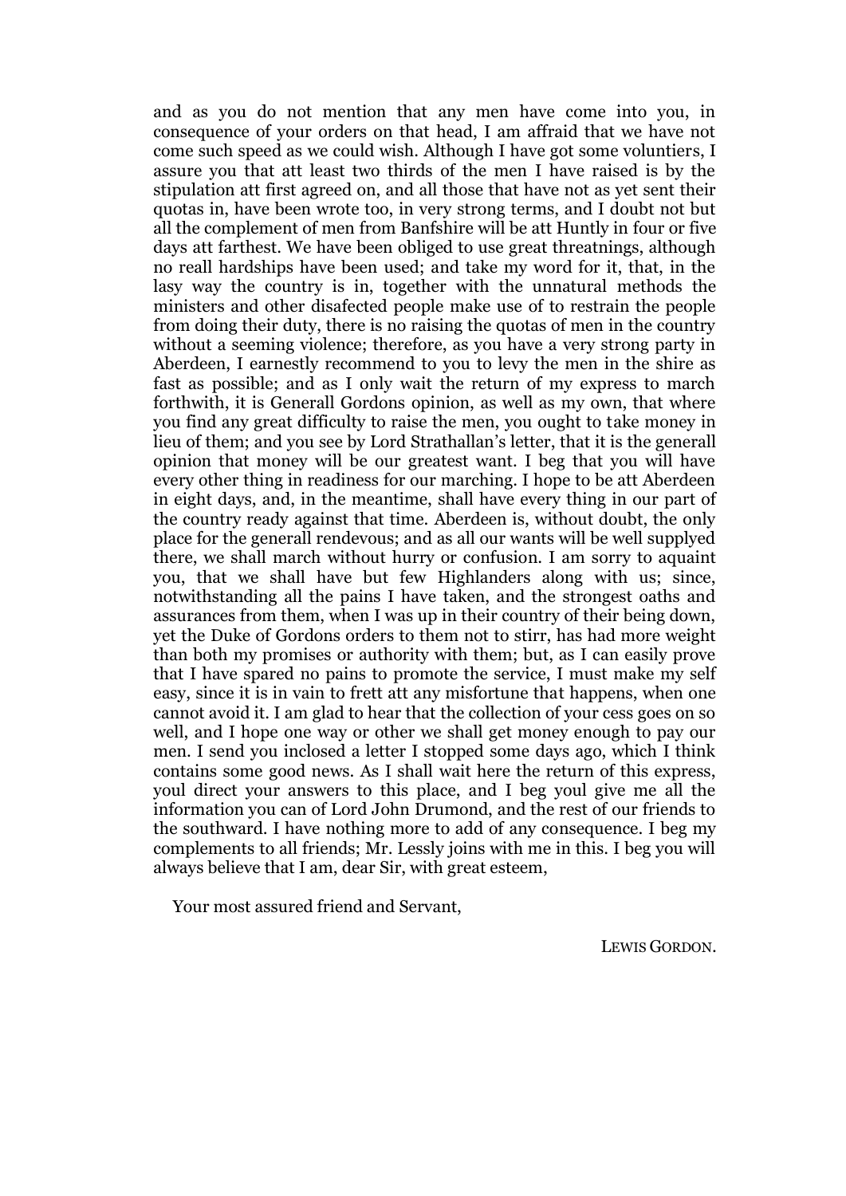and as you do not mention that any men have come into you, in consequence of your orders on that head, I am affraid that we have not come such speed as we could wish. Although I have got some voluntiers, I assure you that att least two thirds of the men I have raised is by the stipulation att first agreed on, and all those that have not as yet sent their quotas in, have been wrote too, in very strong terms, and I doubt not but all the complement of men from Banfshire will be att Huntly in four or five days att farthest. We have been obliged to use great threatnings, although no reall hardships have been used; and take my word for it, that, in the lasy way the country is in, together with the unnatural methods the ministers and other disafected people make use of to restrain the people from doing their duty, there is no raising the quotas of men in the country without a seeming violence; therefore, as you have a very strong party in Aberdeen, I earnestly recommend to you to levy the men in the shire as fast as possible; and as I only wait the return of my express to march forthwith, it is Generall Gordons opinion, as well as my own, that where you find any great difficulty to raise the men, you ought to take money in lieu of them; and you see by Lord Strathallan's letter, that it is the generall opinion that money will be our greatest want. I beg that you will have every other thing in readiness for our marching. I hope to be att Aberdeen in eight days, and, in the meantime, shall have every thing in our part of the country ready against that time. Aberdeen is, without doubt, the only place for the generall rendevous; and as all our wants will be well supplyed there, we shall march without hurry or confusion. I am sorry to aquaint you, that we shall have but few Highlanders along with us; since, notwithstanding all the pains I have taken, and the strongest oaths and assurances from them, when I was up in their country of their being down, yet the Duke of Gordons orders to them not to stirr, has had more weight than both my promises or authority with them; but, as I can easily prove that I have spared no pains to promote the service, I must make my self easy, since it is in vain to frett att any misfortune that happens, when one cannot avoid it. I am glad to hear that the collection of your cess goes on so well, and I hope one way or other we shall get money enough to pay our men. I send you inclosed a letter I stopped some days ago, which I think contains some good news. As I shall wait here the return of this express, youl direct your answers to this place, and I beg youl give me all the information you can of Lord John Drumond, and the rest of our friends to the southward. I have nothing more to add of any consequence. I beg my complements to all friends; Mr. Lessly joins with me in this. I beg you will always believe that I am, dear Sir, with great esteem,

Your most assured friend and Servant,

LEWIS GORDON.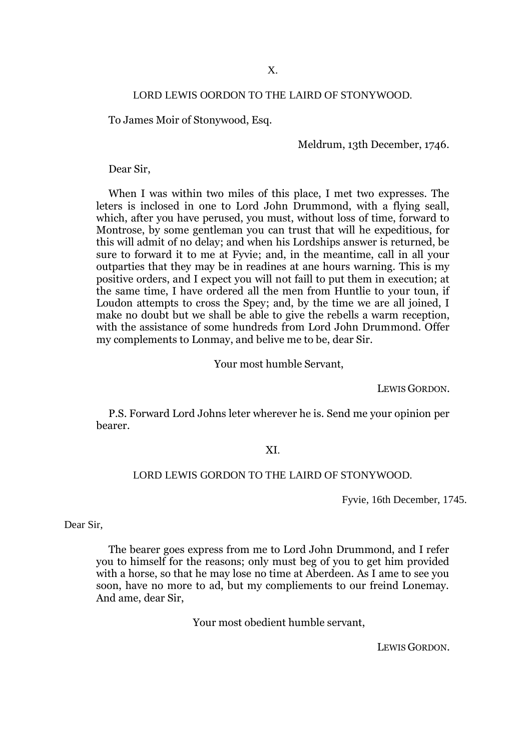X.

LORD LEWIS OORDON TO THE LAIRD OF STONYWOOD.

To James Moir of Stonywood, Esq.

Meldrum, 13th December, 1746.

Dear Sir,

When I was within two miles of this place, I met two expresses. The leters is inclosed in one to Lord John Drummond, with a flying seall, which, after you have perused, you must, without loss of time, forward to Montrose, by some gentleman you can trust that will he expeditious, for this will admit of no delay; and when his Lordships answer is returned, be sure to forward it to me at Fyvie; and, in the meantime, call in all your outparties that they may be in readines at ane hours warning. This is my positive orders, and I expect you will not faill to put them in execution; at the same time, I have ordered all the men from Huntlie to your toun, if Loudon attempts to cross the Spey; and, by the time we are all joined, I make no doubt but we shall be able to give the rebells a warm reception, with the assistance of some hundreds from Lord John Drummond. Offer my complements to Lonmay, and belive me to be, dear Sir.

Your most humble Servant,

LEWIS GORDON.

P.S. Forward Lord Johns leter wherever he is. Send me your opinion per bearer.

XI.

LORD LEWIS GORDON TO THE LAIRD OF STONYWOOD.

Fyvie, 16th December, 1745.

Dear Sir,

The bearer goes express from me to Lord John Drummond, and I refer you to himself for the reasons; only must beg of you to get him provided with a horse, so that he may lose no time at Aberdeen. As I ame to see you soon, have no more to ad, but my compliements to our freind Lonemay. And ame, dear Sir,

Your most obedient humble servant,

LEWIS GORDON.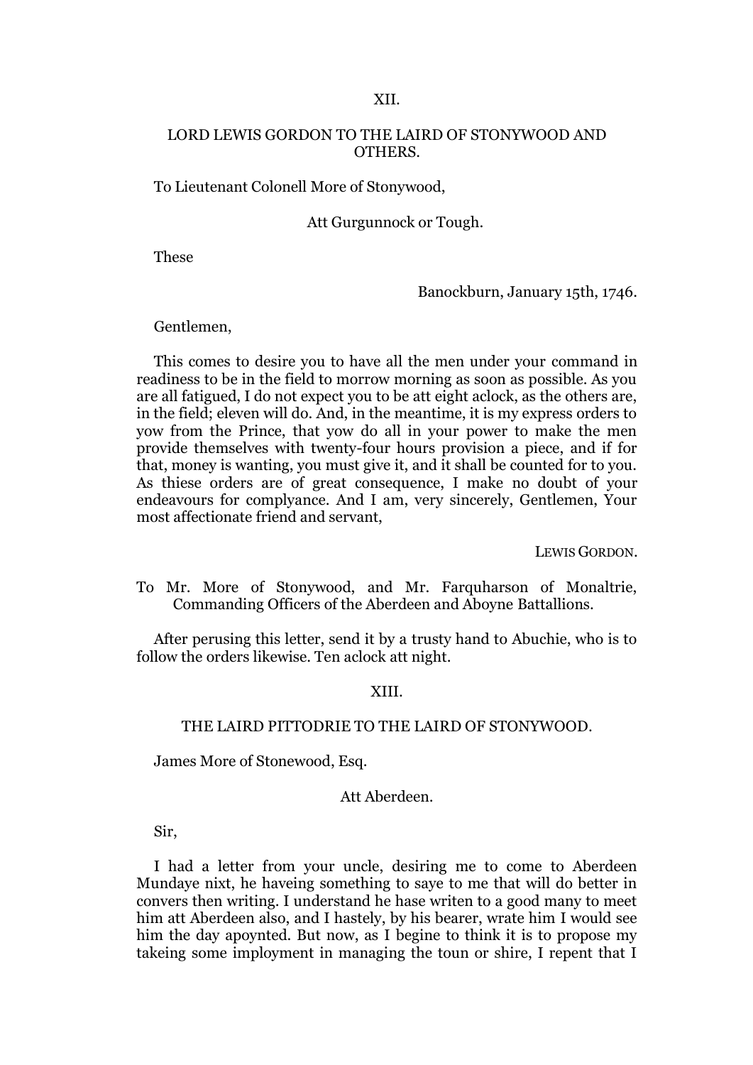## XII.

### LORD LEWIS GORDON TO THE LAIRD OF STONYWOOD AND OTHERS.

To Lieutenant Colonell More of Stonywood,

Att Gurgunnock or Tough.

These

Banockburn, January 15th, 1746.

Gentlemen,

This comes to desire you to have all the men under your command in readiness to be in the field to morrow morning as soon as possible. As you are all fatigued, I do not expect you to be att eight aclock, as the others are, in the field; eleven will do. And, in the meantime, it is my express orders to yow from the Prince, that yow do all in your power to make the men provide themselves with twenty-four hours provision a piece, and if for that, money is wanting, you must give it, and it shall be counted for to you. As thiese orders are of great consequence, I make no doubt of your endeavours for complyance. And I am, very sincerely, Gentlemen, Your most affectionate friend and servant,

LEWIS GORDON.

To Mr. More of Stonywood, and Mr. Farquharson of Monaltrie, Commanding Officers of the Aberdeen and Aboyne Battallions.

After perusing this letter, send it by a trusty hand to Abuchie, who is to follow the orders likewise. Ten aclock att night.

## XIII.

### THE LAIRD PITTODRIE TO THE LAIRD OF STONYWOOD.

James More of Stonewood, Esq.

Att Aberdeen.

Sir,

I had a letter from your uncle, desiring me to come to Aberdeen Mundaye nixt, he haveing something to saye to me that will do better in convers then writing. I understand he hase writen to a good many to meet him att Aberdeen also, and I hastely, by his bearer, wrate him I would see him the day apoynted. But now, as I begine to think it is to propose my takeing some imployment in managing the toun or shire, I repent that I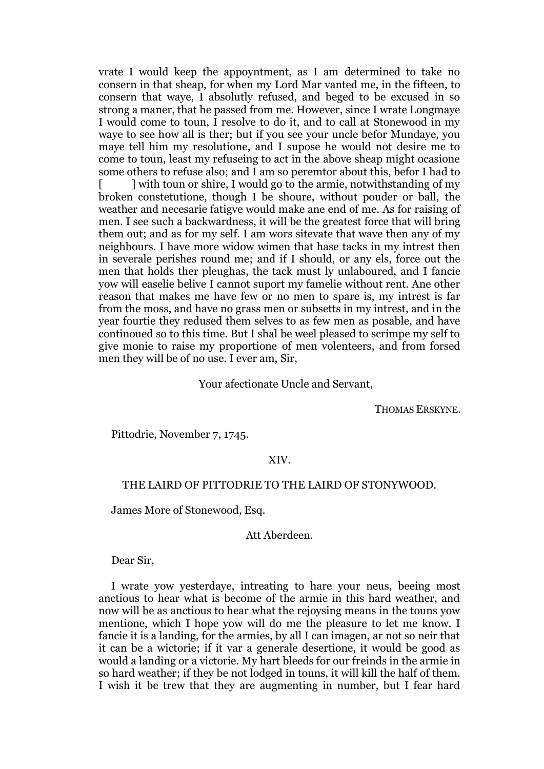vrate I would keep the appoyntment, as I am determined to take no consern in that sheap, for when my Lord Mar vanted me, in the fifteen, to consern that waye, I absolutly refused, and beged to be excused in so strong a maner, that he passed from me. However, since I wrate Longmaye I would come to toun, I resolve to do it, and to call at Stonewood in my waye to see how all is ther; but if you see your uncle befor Mundaye, you maye tell him my resolutione, and I supose he would not desire me to come to toun, least my refuseing to act in the above sheap might ocasione some others to refuse also; and I am so peremtor about this, befor I had to [       ] with toun or shire, I would go to the armie, notwithstanding of my broken constetutione, though I be shoure, without pouder or ball, the weather and necesarie fatigve would make ane end of me. As for raising of men. I see such a backwardness, it will be the greatest force that will bring them out; and as for my self. I am wors sitevate that wave then any of my neighbours. I have more widow wimen that hase tacks in my intrest then in severale perishes round me; and if I should, or any els, force out the men that holds ther pleughas, the tack must ly unlaboured, and I fancie yow will easelie belive I cannot suport my famelie without rent. Ane other reason that makes me have few or no men to spare is, my intrest is far from the moss, and have no grass men or subsetts in my intrest, and in the year fourtie they redused them selves to as few men as posable, and have continoued so to this time. But I shal be weel pleased to scrimpe my self to give monie to raise my proportione of men volenteers, and from forsed men they will be of no use. I ever am, Sir,

Your afectionate Uncle and Servant,

THOMAS ERSKYNE.

Pittodrie, November 7, 1745.

## XIV.

### THE LAIRD OF PITTODRIE TO THE LAIRD OF STONYWOOD.

James More of Stonewood, Esq.

Att Aberdeen.

Dear Sir,

I wrate yow yesterdaye, intreating to hare your neus, beeing most anctious to hear what is become of the armie in this hard weather, and now will be as anctious to hear what the rejoysing means in the touns yow mentione, which I hope yow will do me the pleasure to let me know. I fancie it is a landing, for the armies, by all I can imagen, ar not so neir that it can be a wictorie; if it var a generale desertione, it would be good as would a landing or a victorie. My hart bleeds for our freinds in the armie in so hard weather; if they be not lodged in touns, it will kill the half of them. I wish it be trew that they are augmenting in number, but I fear hard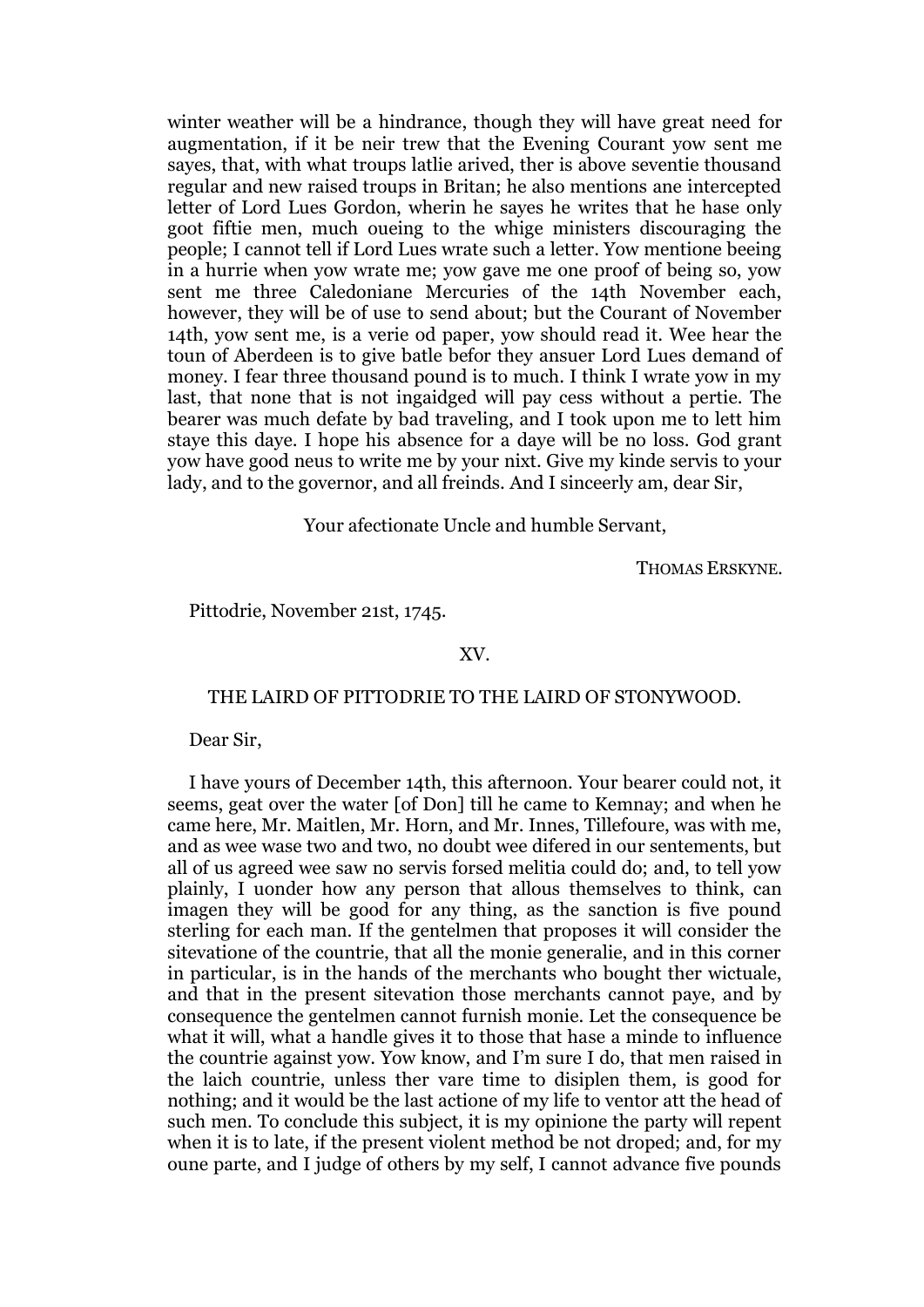winter weather will be a hindrance, though they will have great need for augmentation, if it be neir trew that the Evening Courant yow sent me sayes, that, with what troups latlie arived, ther is above seventie thousand regular and new raised troups in Britan; he also mentions ane intercepted letter of Lord Lues Gordon, wherin he sayes he writes that he hase only goot fiftie men, much oueing to the whige ministers discouraging the people; I cannot tell if Lord Lues wrate such a letter. Yow mentione beeing in a hurrie when yow wrate me; yow gave me one proof of being so, yow sent me three Caledoniane Mercuries of the 14th November each, however, they will be of use to send about; but the Courant of November 14th, yow sent me, is a verie od paper, yow should read it. Wee hear the toun of Aberdeen is to give batle befor they ansuer Lord Lues demand of money. I fear three thousand pound is to much. I think I wrate yow in my last, that none that is not ingaidged will pay cess without a pertie. The bearer was much defate by bad traveling, and I took upon me to lett him staye this daye. I hope his absence for a daye will be no loss. God grant yow have good neus to write me by your nixt. Give my kinde servis to your lady, and to the governor, and all freinds. And I sinceerly am, dear Sir,

Your afectionate Uncle and humble Servant,

THOMAS ERSKYNE.

Pittodrie, November 21st, 1745.

## XV.

### THE LAIRD OF PITTODRIE TO THE LAIRD OF STONYWOOD.

Dear Sir,

I have yours of December 14th, this afternoon. Your bearer could not, it seems, geat over the water [of Don] till he came to Kemnay; and when he came here, Mr. Maitlen, Mr. Horn, and Mr. Innes, Tillefoure, was with me, and as wee wase two and two, no doubt wee difered in our sentements, but all of us agreed wee saw no servis forsed melitia could do; and, to tell yow plainly, I uonder how any person that allous themselves to think, can imagen they will be good for any thing, as the sanction is five pound sterling for each man. If the gentelmen that proposes it will consider the sitevatione of the countrie, that all the monie generalie, and in this corner in particular, is in the hands of the merchants who bought ther wictuale, and that in the present sitevation those merchants cannot paye, and by consequence the gentelmen cannot furnish monie. Let the consequence be what it will, what a handle gives it to those that hase a minde to influence the countrie against yow. Yow know, and I'm sure I do, that men raised in the laich countrie, unless ther vare time to disiplen them, is good for nothing; and it would be the last actione of my life to ventor att the head of such men. To conclude this subject, it is my opinione the party will repent when it is to late, if the present violent method be not droped; and, for my oune parte, and I judge of others by my self, I cannot advance five pounds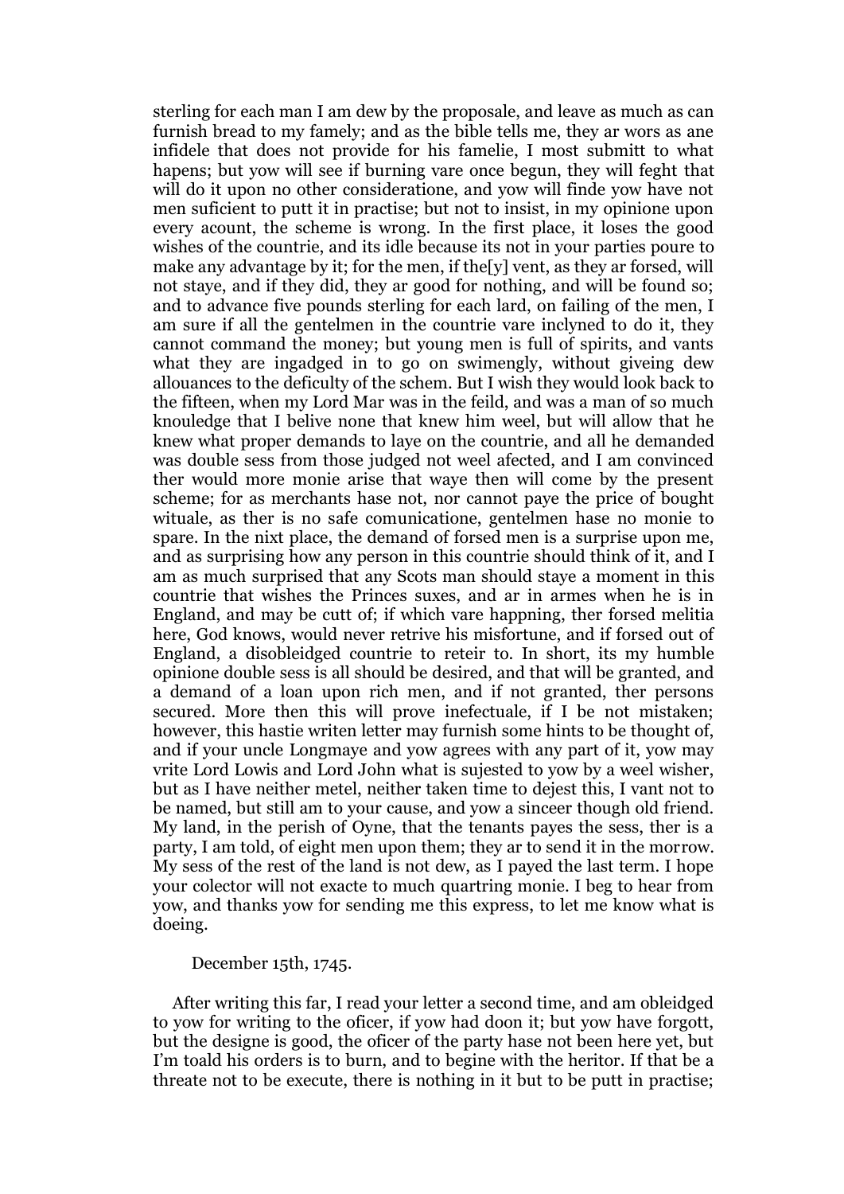sterling for each man I am dew by the proposale, and leave as much as can furnish bread to my famely; and as the bible tells me, they ar wors as ane infidele that does not provide for his famelie, I most submitt to what hapens; but yow will see if burning vare once begun, they will feght that will do it upon no other consideratione, and yow will finde yow have not men suficient to putt it in practise; but not to insist, in my opinione upon every acount, the scheme is wrong. In the first place, it loses the good wishes of the countrie, and its idle because its not in your parties poure to make any advantage by it; for the men, if the[y] vent, as they ar forsed, will not staye, and if they did, they ar good for nothing, and will be found so; and to advance five pounds sterling for each lard, on failing of the men, I am sure if all the gentelmen in the countrie vare inclyned to do it, they cannot command the money; but young men is full of spirits, and vants what they are ingadged in to go on swimengly, without giveing dew allouances to the deficulty of the schem. But I wish they would look back to the fifteen, when my Lord Mar was in the feild, and was a man of so much knouledge that I belive none that knew him weel, but will allow that he knew what proper demands to laye on the countrie, and all he demanded was double sess from those judged not weel afected, and I am convinced ther would more monie arise that waye then will come by the present scheme; for as merchants hase not, nor cannot paye the price of bought wituale, as ther is no safe comunicatione, gentelmen hase no monie to spare. In the nixt place, the demand of forsed men is a surprise upon me, and as surprising how any person in this countrie should think of it, and I am as much surprised that any Scots man should staye a moment in this countrie that wishes the Princes suxes, and ar in armes when he is in England, and may be cutt of; if which vare happning, ther forsed melitia here, God knows, would never retrive his misfortune, and if forsed out of England, a disobleidged countrie to reteir to. In short, its my humble opinione double sess is all should be desired, and that will be granted, and a demand of a loan upon rich men, and if not granted, ther persons secured. More then this will prove inefectuale, if I be not mistaken; however, this hastie writen letter may furnish some hints to be thought of, and if your uncle Longmaye and yow agrees with any part of it, yow may vrite Lord Lowis and Lord John what is sujested to yow by a weel wisher, but as I have neither metel, neither taken time to dejest this, I vant not to be named, but still am to your cause, and yow a sinceer though old friend. My land, in the perish of Oyne, that the tenants payes the sess, ther is a party, I am told, of eight men upon them; they ar to send it in the morrow. My sess of the rest of the land is not dew, as I payed the last term. I hope your colector will not exacte to much quartring monie. I beg to hear from yow, and thanks yow for sending me this express, to let me know what is doeing.

December 15th, 1745.

After writing this far, I read your letter a second time, and am obleidged to yow for writing to the oficer, if yow had doon it; but yow have forgott, but the designe is good, the oficer of the party hase not been here yet, but I'm toald his orders is to burn, and to begine with the heritor. If that be a threate not to be execute, there is nothing in it but to be putt in practise;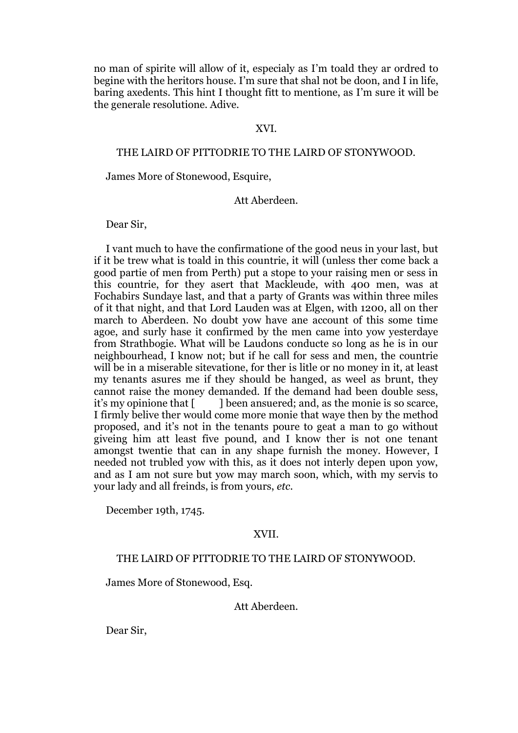no man of spirite will allow of it, especialy as I'm toald they ar ordred to begine with the heritors house. I'm sure that shal not be doon, and I in life, baring axedents. This hint I thought fitt to mentione, as I'm sure it will be the generale resolutione. Adive.

### XVI.

### THE LAIRD OF PITTODRIE TO THE LAIRD OF STONYWOOD.

James More of Stonewood, Esquire,

Att Aberdeen.

Dear Sir,

I vant much to have the confirmatione of the good neus in your last, but if it be trew what is toald in this countrie, it will (unless ther come back a good partie of men from Perth) put a stope to your raising men or sess in this countrie, for they asert that Mackleude, with 400 men, was at Fochabirs Sundaye last, and that a party of Grants was within three miles of it that night, and that Lord Lauden was at Elgen, with 1200, all on ther march to Aberdeen. No doubt yow have ane account of this some time agoe, and surly hase it confirmed by the men came into yow yesterdaye from Strathbogie. What will be Laudons conducte so long as he is in our neighbourhead, I know not; but if he call for sess and men, the countrie will be in a miserable sitevatione, for ther is litle or no money in it, at least my tenants asures me if they should be hanged, as weel as brunt, they cannot raise the money demanded. If the demand had been double sess, it's my opinione that [      ] been ansuered; and, as the monie is so scarce, I firmly belive ther would come more monie that waye then by the method proposed, and it's not in the tenants poure to geat a man to go without giveing him att least five pound, and I know ther is not one tenant amongst twentie that can in any shape furnish the money. However, I needed not trubled yow with this, as it does not interly depen upon yow, and as I am not sure but yow may march soon, which, with my servis to your lady and all freinds, is from yours, *etc.*

December 19th, 1745.

### XVII.

### THE LAIRD OF PITTODRIE TO THE LAIRD OF STONYWOOD.

James More of Stonewood, Esq.

Att Aberdeen.

Dear Sir,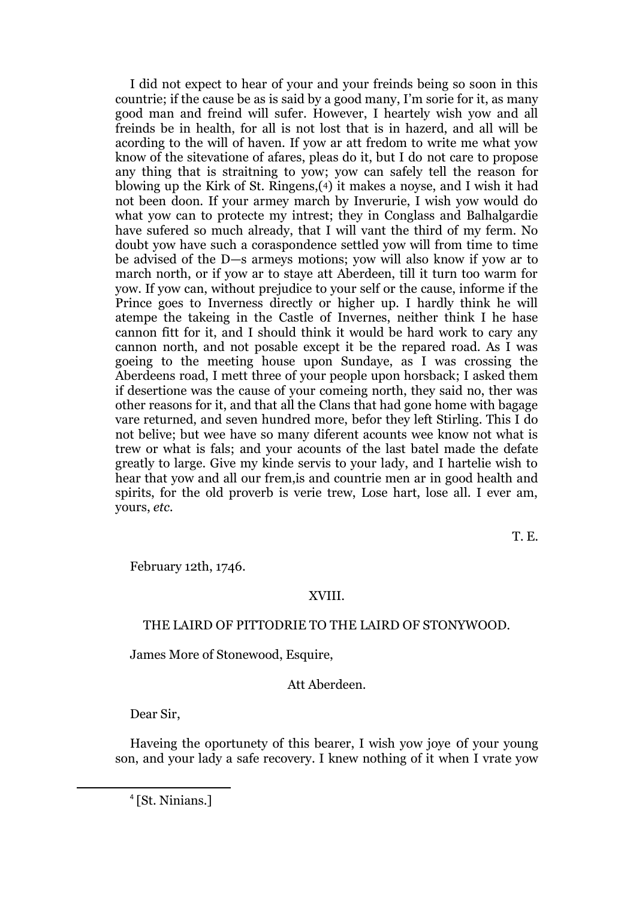I did not expect to hear of your and your freinds being so soon in this countrie; if the cause be as is said by a good many, I'm sorie for it, as many good man and freind will sufer. However, I heartely wish yow and all freinds be in health, for all is not lost that is in hazerd, and all will be acording to the will of haven. If yow ar att fredom to write me what yow know of the sitevatione of afares, pleas do it, but I do not care to propose any thing that is straitning to yow; yow can safely tell the reason for blowing up the Kirk of St. Ringens,[4] it makes a noyse, and I wish it had not been doon. If your armey march by Inverurie, I wish yow would do what yow can to protecte my intrest; they in Conglass and Balhalgardie have sufered so much already, that I will vant the third of my ferm. No doubt yow have such a coraspondence settled yow will from time to time be advised of the D—s armeys motions; yow will also know if yow ar to march north, or if yow ar to staye att Aberdeen, till it turn too warm for yow. If yow can, without prejudice to your self or the cause, informe if the Prince goes to Inverness directly or higher up. I hardly think he will atempe the takeing in the Castle of Invernes, neither think I he hase cannon fitt for it, and I should think it would be hard work to cary any cannon north, and not posable except it be the repared road. As I was goeing to the meeting house upon Sundaye, as I was crossing the Aberdeens road, I mett three of your people upon horsback; I asked them if desertione was the cause of your comeing north, they said no, ther was other reasons for it, and that all the Clans that had gone home with bagage vare returned, and seven hundred more, befor they left Stirling. This I do not belive; but wee have so many diferent acounts wee know not what is trew or what is fals; and your acounts of the last batel made the defate greatly to large. Give my kinde servis to your lady, and I hartelie wish to hear that yow and all our frem,is and countrie men ar in good health and spirits, for the old proverb is verie trew, Lose hart, lose all. I ever am, yours, *etc.*

T. E.

February 12th, 1746.

## XVIII.

### THE LAIRD OF PITTODRIE TO THE LAIRD OF STONYWOOD.

James More of Stonewood, Esquire,

Att Aberdeen.

Dear Sir,

Haveing the oportunety of this bearer, I wish yow joye of your young son, and your lady a safe recovery. I knew nothing of it when I vrate yow

[4] [St. Ninians.]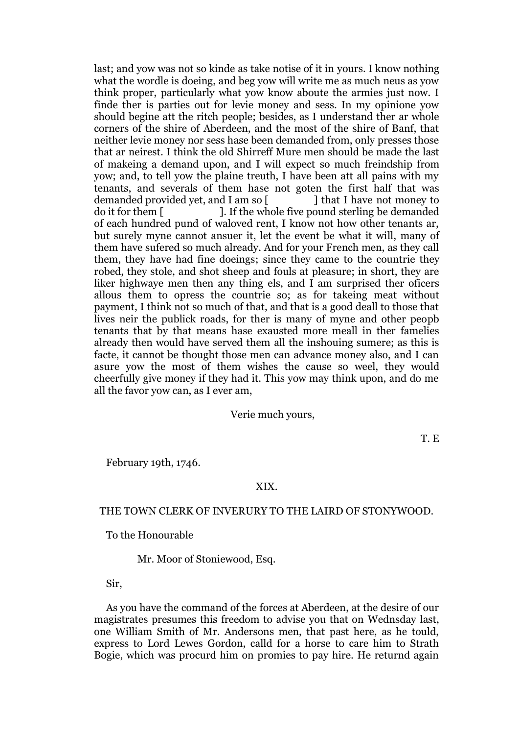last; and yow was not so kinde as take notise of it in yours. I know nothing what the wordle is doeing, and beg yow will write me as much neus as yow think proper, particularly what yow know aboute the armies just now. I finde ther is parties out for levie money and sess. In my opinione yow should begine att the ritch people; besides, as I understand ther ar whole corners of the shire of Aberdeen, and the most of the shire of Banf, that neither levie money nor sess hase been demanded from, only presses those that ar neirest. I think the old Shirreff Mure men should be made the last of makeing a demand upon, and I will expect so much freindship from yow; and, to tell yow the plaine treuth, I have been att all pains with my tenants, and severals of them hase not goten the first half that was demanded provided yet, and I am so [ ] that I have not money to do it for them [ ]. If the whole five pound sterling be demanded of each hundred pund of waloved rent, I know not how other tenants ar, but surely myne cannot ansuer it, let the event be what it will, many of them have sufered so much already. And for your French men, as they call them, they have had fine doeings; since they came to the countrie they robed, they stole, and shot sheep and fouls at pleasure; in short, they are liker highwaye men then any thing els, and I am surprised ther oficers allous them to opress the countrie so; as for takeing meat without payment, I think not so much of that, and that is a good deall to those that lives neir the publick roads, for ther is many of myne and other peopb tenants that by that means hase exausted more meall in ther famelies already then would have served them all the inshouing sumere; as this is facte, it cannot be thought those men can advance money also, and I can asure yow the most of them wishes the cause so weel, they would cheerfully give money if they had it. This yow may think upon, and do me all the favor yow can, as I ever am,

Verie much yours,

T. E

February 19th, 1746.

## XIX.

### THE TOWN CLERK OF INVERURY TO THE LAIRD OF STONYWOOD.

To the Honourable

Mr. Moor of Stoniewood, Esq.

Sir,

As you have the command of the forces at Aberdeen, at the desire of our magistrates presumes this freedom to advise you that on Wednsday last, one William Smith of Mr. Andersons men, that past here, as he tould, express to Lord Lewes Gordon, calld for a horse to care him to Strath Bogie, which was procurd him on promies to pay hire. He returnd again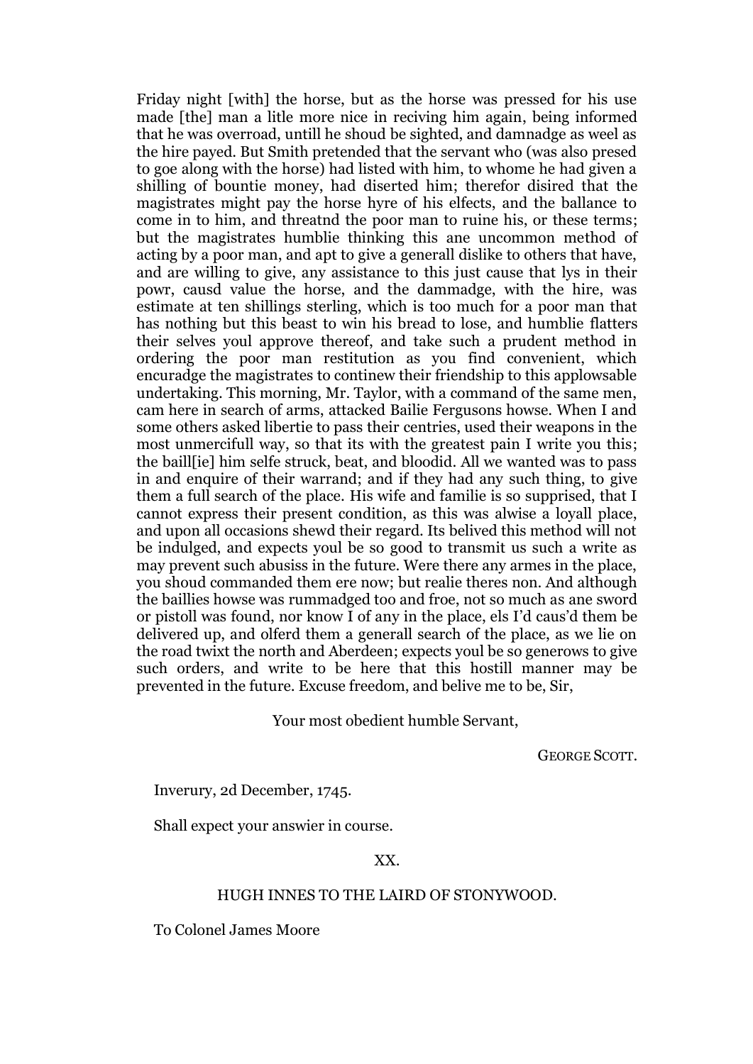Friday night [with] the horse, but as the horse was pressed for his use made [the] man a litle more nice in reciving him again, being informed that he was overroad, untill he shoud be sighted, and damnadge as weel as the hire payed. But Smith pretended that the servant who (was also presed to goe along with the horse) had listed with him, to whome he had given a shilling of bountie money, had diserted him; therefor disired that the magistrates might pay the horse hyre of his elfects, and the ballance to come in to him, and threatnd the poor man to ruine his, or these terms; but the magistrates humblie thinking this ane uncommon method of acting by a poor man, and apt to give a generall dislike to others that have, and are willing to give, any assistance to this just cause that lys in their powr, causd value the horse, and the dammadge, with the hire, was estimate at ten shillings sterling, which is too much for a poor man that has nothing but this beast to win his bread to lose, and humblie flatters their selves youl approve thereof, and take such a prudent method in ordering the poor man restitution as you find convenient, which encuradge the magistrates to continew their friendship to this applowsable undertaking. This morning, Mr. Taylor, with a command of the same men, cam here in search of arms, attacked Bailie Fergusons howse. When I and some others asked libertie to pass their centries, used their weapons in the most unmercifull way, so that its with the greatest pain I write you this; the baill[ie] him selfe struck, beat, and bloodid. All we wanted was to pass in and enquire of their warrand; and if they had any such thing, to give them a full search of the place. His wife and familie is so supprised, that I cannot express their present condition, as this was alwise a loyall place, and upon all occasions shewd their regard. Its belived this method will not be indulged, and expects youl be so good to transmit us such a write as may prevent such abusiss in the future. Were there any armes in the place, you shoud commanded them ere now; but realie theres non. And although the baillies howse was rummadged too and froe, not so much as ane sword or pistoll was found, nor know I of any in the place, els I'd caus'd them be delivered up, and olferd them a generall search of the place, as we lie on the road twixt the north and Aberdeen; expects youl be so generows to give such orders, and write to be here that this hostill manner may be prevented in the future. Excuse freedom, and belive me to be, Sir,

Your most obedient humble Servant,

GEORGE SCOTT.

Inverury, 2d December, 1745.

Shall expect your answier in course.

XX.

HUGH INNES TO THE LAIRD OF STONYWOOD.

To Colonel James Moore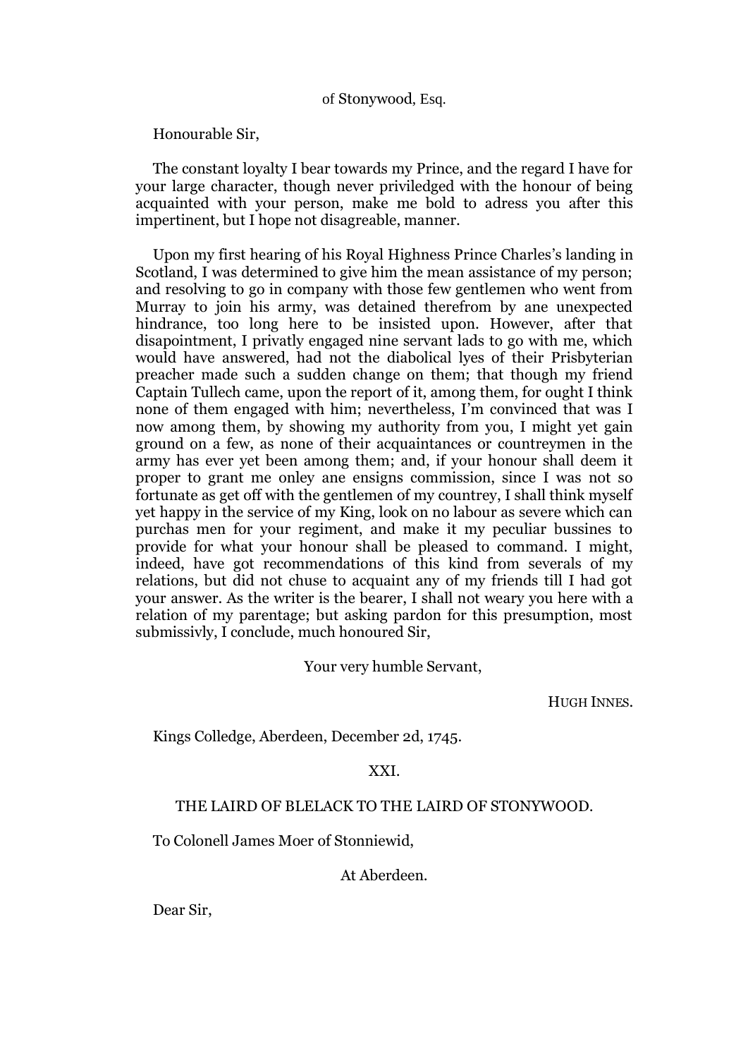of Stonywood, Esq.

Honourable Sir,

The constant loyalty I bear towards my Prince, and the regard I have for your large character, though never priviledged with the honour of being acquainted with your person, make me bold to adress you after this impertinent, but I hope not disagreable, manner.

Upon my first hearing of his Royal Highness Prince Charles's landing in Scotland, I was determined to give him the mean assistance of my person; and resolving to go in company with those few gentlemen who went from Murray to join his army, was detained therefrom by ane unexpected hindrance, too long here to be insisted upon. However, after that disapointment, I privatly engaged nine servant lads to go with me, which would have answered, had not the diabolical lyes of their Prisbyterian preacher made such a sudden change on them; that though my friend Captain Tullech came, upon the report of it, among them, for ought I think none of them engaged with him; nevertheless, I'm convinced that was I now among them, by showing my authority from you, I might yet gain ground on a few, as none of their acquaintances or countreymen in the army has ever yet been among them; and, if your honour shall deem it proper to grant me onley ane ensigns commission, since I was not so fortunate as get off with the gentlemen of my countrey, I shall think myself yet happy in the service of my King, look on no labour as severe which can purchas men for your regiment, and make it my peculiar bussines to provide for what your honour shall be pleased to command. I might, indeed, have got recommendations of this kind from severals of my relations, but did not chuse to acquaint any of my friends till I had got your answer. As the writer is the bearer, I shall not weary you here with a relation of my parentage; but asking pardon for this presumption, most submissivly, I conclude, much honoured Sir,

Your very humble Servant,

HUGH INNES.

Kings Colledge, Aberdeen, December 2d, 1745.

## XXI.

### THE LAIRD OF BLELACK TO THE LAIRD OF STONYWOOD.

To Colonell James Moer of Stonniewid,

At Aberdeen.

Dear Sir,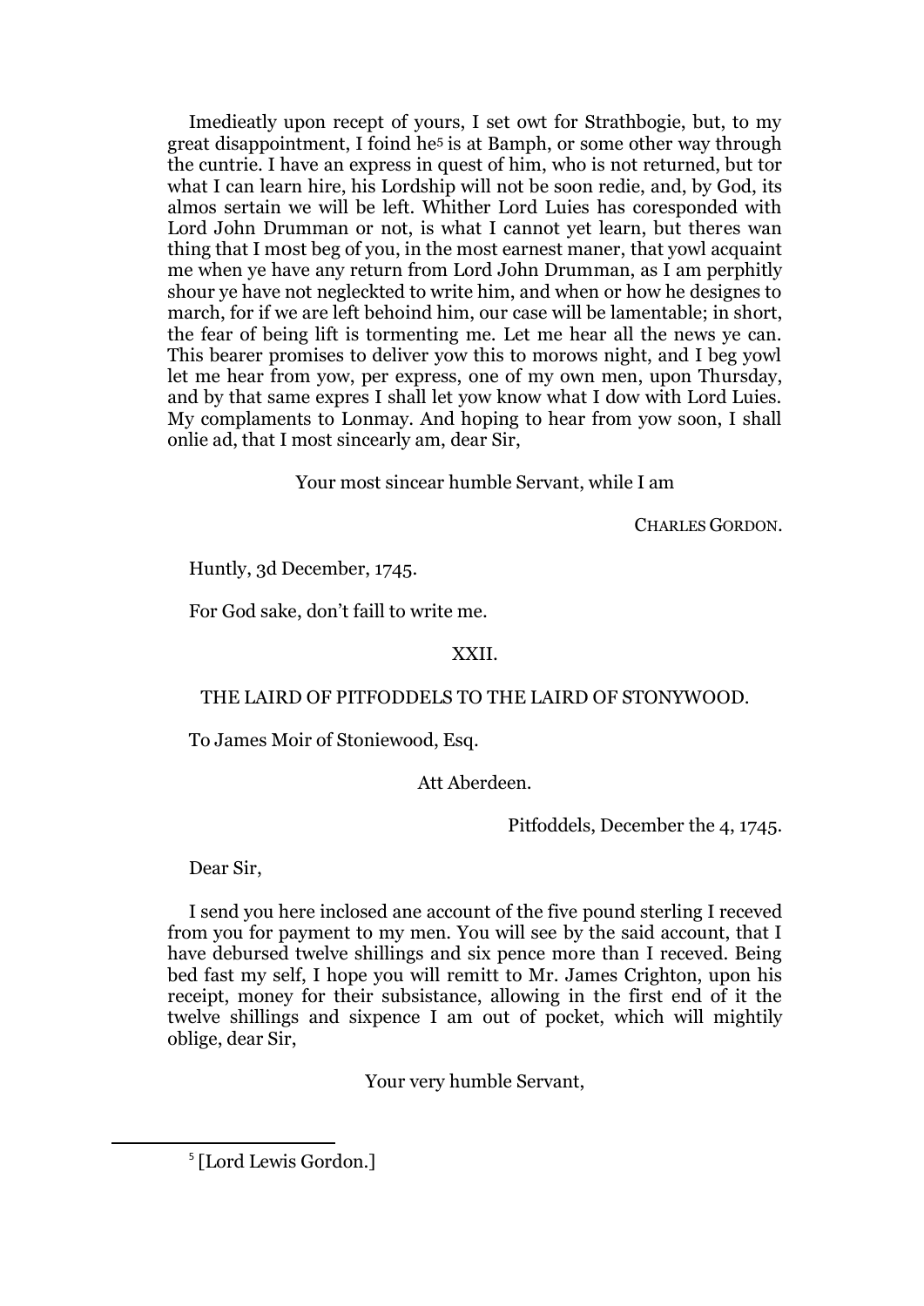Imedieatly upon recept of yours, I set owt for Strathbogie, but, to my great disappointment, I foind he[5] is at Bamph, or some other way through the cuntrie. I have an express in quest of him, who is not returned, but tor what I can learn hire, his Lordship will not be soon redie, and, by God, its almos sertain we will be left. Whither Lord Luies has coresponded with Lord John Drumman or not, is what I cannot yet learn, but theres wan thing that I m0st beg of you, in the most earnest maner, that yowl acquaint me when ye have any return from Lord John Drumman, as I am perphitly shour ye have not neglecked to write him, and when or how he designes to march, for if we are left behoind him, our case will be lamentable; in short, the fear of being lift is tormenting me. Let me hear all the news ye can. This bearer promises to deliver yow this to morows night, and I beg yowl let me hear from yow, per express, one of my own men, upon Thursday, and by that same expres I shall let yow know what I dow with Lord Luies. My complaments to Lonmay. And hoping to hear from yow soon, I shall onlie ad, that I most sincearly am, dear Sir,

Your most sincear humble Servant, while I am

CHARLES GORDON.

Huntly, 3d December, 1745.

For God sake, don't faill to write me.

XXII.

THE LAIRD OF PITFODDELS TO THE LAIRD OF STONYWOOD.

To James Moir of Stoniewood, Esq.

Att Aberdeen.

Pitfoddels, December the 4, 1745.

Dear Sir,

I send you here inclosed ane account of the five pound sterling I receved from you for payment to my men. You will see by the said account, that I have debursed twelve shillings and six pence more than I receved. Being bed fast my self, I hope you will remitt to Mr. James Crighton, upon his receipt, money for their subsistance, allowing in the first end of it the twelve shillings and sixpence I am out of pocket, which will mightily oblige, dear Sir,

Your very humble Servant,

[5] [Lord Lewis Gordon.]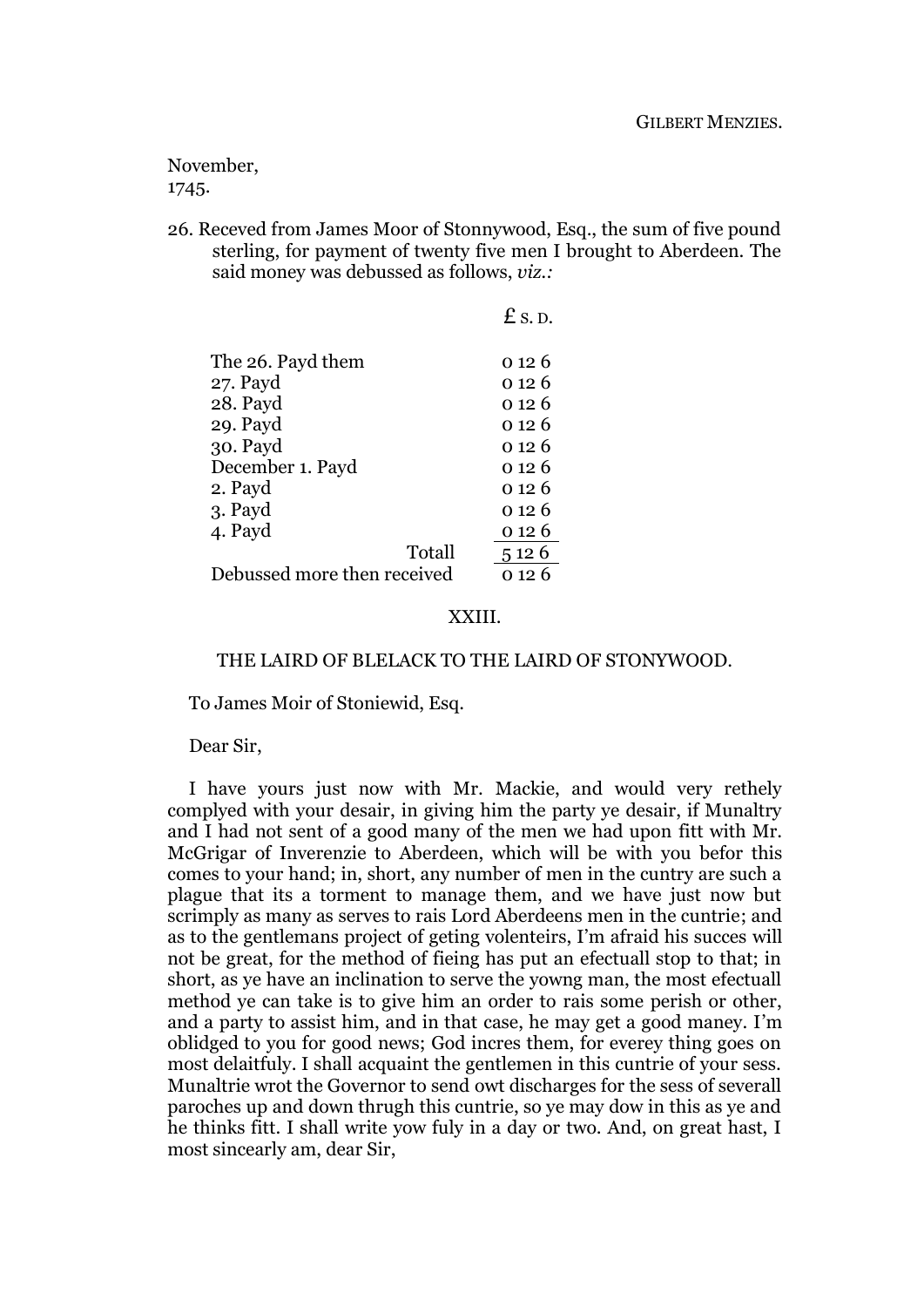GILBERT MENZIES.

November,
1745.

26. Receved from James Moor of Stonnywood, Esq., the sum of five pound sterling, for payment of twenty five men I brought to Aberdeen. The said money was debussed as follows, *viz.:*

| | £ S. D. |
|---|---|
| The 26. Payd them | 0 12 6 |
| 27. Payd | 0 12 6 |
| 28. Payd | 0 12 6 |
| 29. Payd | 0 12 6 |
| 30. Payd | 0 12 6 |
| December 1. Payd | 0 12 6 |
| 2. Payd | 0 12 6 |
| 3. Payd | 0 12 6 |
| 4. Payd | 0 12 6 |
| Totall | 5 12 6 |
| Debussed more then received | 0 12 6 |

XXIII.

THE LAIRD OF BLELACK TO THE LAIRD OF STONYWOOD.

To James Moir of Stoniewid, Esq.

Dear Sir,

I have yours just now with Mr. Mackie, and would very rethely complyed with your desair, in giving him the party ye desair, if Munaltry and I had not sent of a good many of the men we had upon fitt with Mr. McGrigar of Inverenzie to Aberdeen, which will be with you befor this comes to your hand; in, short, any number of men in the cuntry are such a plague that its a torment to manage them, and we have just now but scrimply as many as serves to rais Lord Aberdeens men in the cuntrie; and as to the gentlemans project of geting volenteirs, I'm afraid his succes will not be great, for the method of fieing has put an efectuall stop to that; in short, as ye have an inclination to serve the yowng man, the most efectuall method ye can take is to give him an order to rais some perish or other, and a party to assist him, and in that case, he may get a good maney. I'm oblidged to you for good news; God incres them, for everey thing goes on most delaitfuly. I shall acquaint the gentlemen in this cuntrie of your sess. Munaltrie wrot the Governor to send owt discharges for the sess of severall paroches up and down thrugh this cuntrie, so ye may dow in this as ye and he thinks fitt. I shall write yow fuly in a day or two. And, on great hast, I most sincearly am, dear Sir,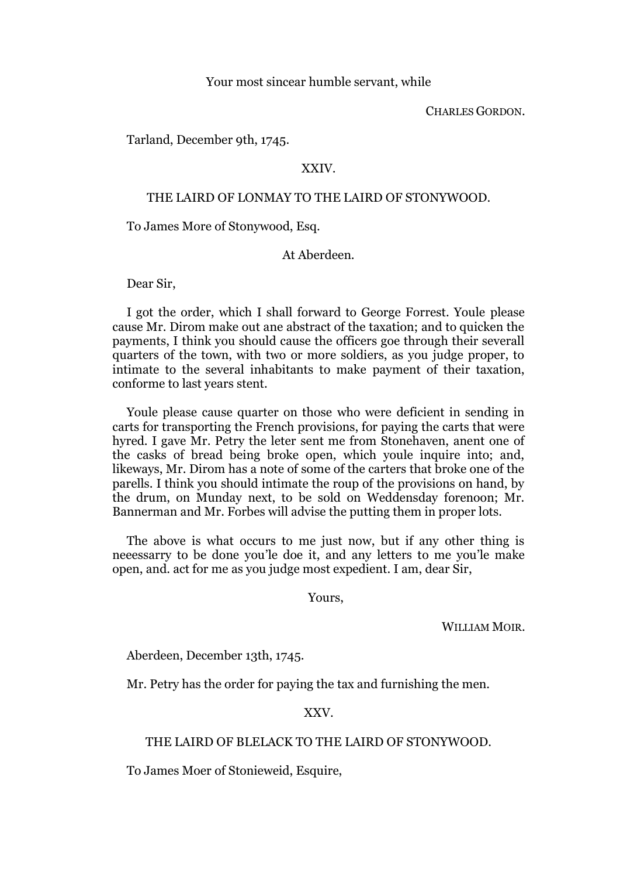Your most sincear humble servant, while

CHARLES GORDON.

Tarland, December 9th, 1745.

## XXIV.

### THE LAIRD OF LONMAY TO THE LAIRD OF STONYWOOD.

To James More of Stonywood, Esq.

At Aberdeen.

Dear Sir,

I got the order, which I shall forward to George Forrest. Youle please cause Mr. Dirom make out ane abstract of the taxation; and to quicken the payments, I think you should cause the officers goe through their severall quarters of the town, with two or more soldiers, as you judge proper, to intimate to the several inhabitants to make payment of their taxation, conforme to last years stent.

Youle please cause quarter on those who were deficient in sending in carts for transporting the French provisions, for paying the carts that were hyred. I gave Mr. Petry the leter sent me from Stonehaven, anent one of the casks of bread being broke open, which youle inquire into; and, likeways, Mr. Dirom has a note of some of the carters that broke one of the parells. I think you should intimate the roup of the provisions on hand, by the drum, on Munday next, to be sold on Weddensday forenoon; Mr. Bannerman and Mr. Forbes will advise the putting them in proper lots.

The above is what occurs to me just now, but if any other thing is neeessarry to be done you'le doe it, and any letters to me you'le make open, and. act for me as you judge most expedient. I am, dear Sir,

Yours,

WILLIAM MOIR.

Aberdeen, December 13th, 1745.

Mr. Petry has the order for paying the tax and furnishing the men.

## XXV.

### THE LAIRD OF BLELACK TO THE LAIRD OF STONYWOOD.

To James Moer of Stonieweid, Esquire,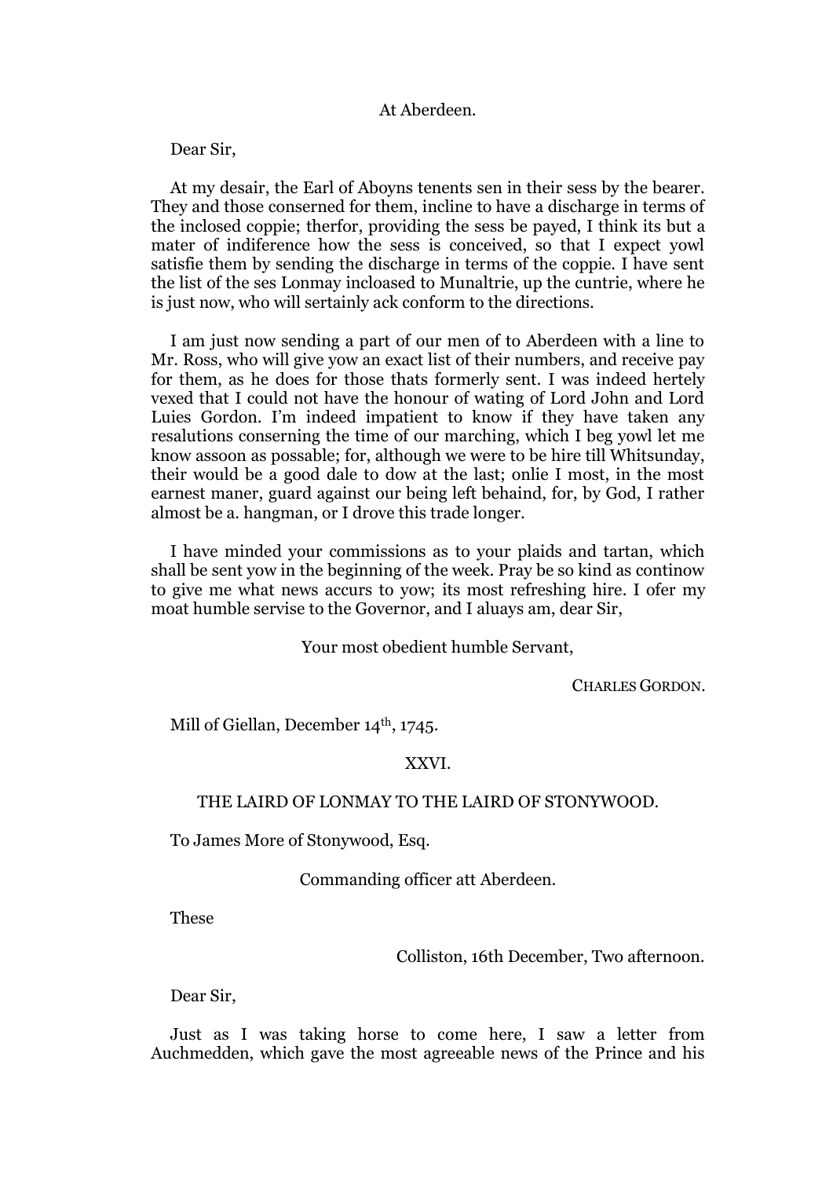At Aberdeen.

Dear Sir,

At my desair, the Earl of Aboyns tenents sen in their sess by the bearer. They and those conserned for them, incline to have a discharge in terms of the inclosed coppie; therfor, providing the sess be payed, I think its but a mater of indiference how the sess is conceived, so that I expect yowl satisfie them by sending the discharge in terms of the coppie. I have sent the list of the ses Lonmay incloased to Munaltrie, up the cuntrie, where he is just now, who will sertainly ack conform to the directions.

I am just now sending a part of our men of to Aberdeen with a line to Mr. Ross, who will give yow an exact list of their numbers, and receive pay for them, as he does for those thats formerly sent. I was indeed hertely vexed that I could not have the honour of wating of Lord John and Lord Luies Gordon. I'm indeed impatient to know if they have taken any resalutions conserning the time of our marching, which I beg yowl let me know assoon as possable; for, although we were to be hire till Whitsunday, their would be a good dale to dow at the last; onlie I most, in the most earnest maner, guard against our being left behaind, for, by God, I rather almost be a. hangman, or I drove this trade longer.

I have minded your commissions as to your plaids and tartan, which shall be sent yow in the beginning of the week. Pray be so kind as continow to give me what news accurs to yow; its most refreshing hire. I ofer my moat humble servise to the Governor, and I aluays am, dear Sir,

Your most obedient humble Servant,

CHARLES GORDON.

Mill of Giellan, December 14th, 1745.

XXVI.

THE LAIRD OF LONMAY TO THE LAIRD OF STONYWOOD.

To James More of Stonywood, Esq.

Commanding officer att Aberdeen.

These

Colliston, 16th December, Two afternoon.

Dear Sir,

Just as I was taking horse to come here, I saw a letter from Auchmedden, which gave the most agreeable news of the Prince and his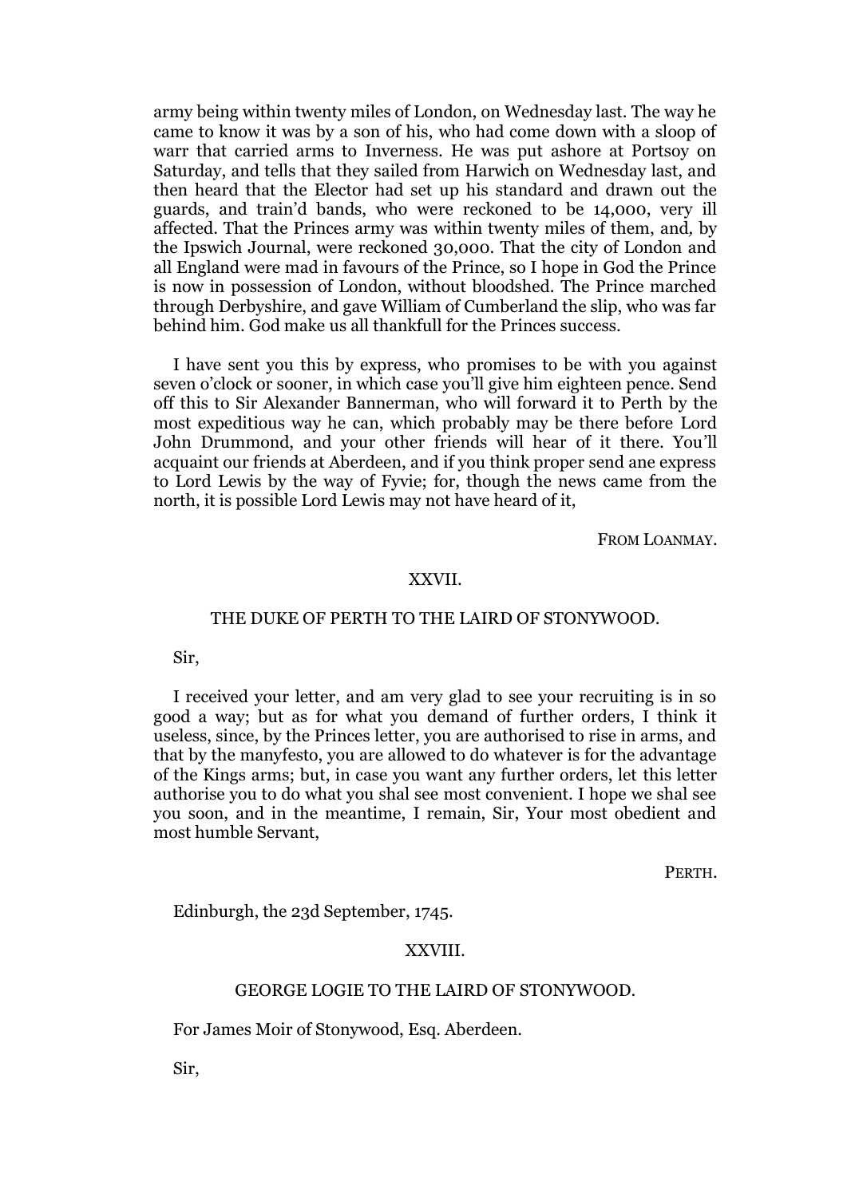army being within twenty miles of London, on Wednesday last. The way he came to know it was by a son of his, who had come down with a sloop of warr that carried arms to Inverness. He was put ashore at Portsoy on Saturday, and tells that they sailed from Harwich on Wednesday last, and then heard that the Elector had set up his standard and drawn out the guards, and train'd bands, who were reckoned to be 14,000, very ill affected. That the Princes army was within twenty miles of them, and, by the Ipswich Journal, were reckoned 30,000. That the city of London and all England were mad in favours of the Prince, so I hope in God the Prince is now in possession of London, without bloodshed. The Prince marched through Derbyshire, and gave William of Cumberland the slip, who was far behind him. God make us all thankfull for the Princes success.

I have sent you this by express, who promises to be with you against seven o'clock or sooner, in which case you'll give him eighteen pence. Send off this to Sir Alexander Bannerman, who will forward it to Perth by the most expeditious way he can, which probably may be there before Lord John Drummond, and your other friends will hear of it there. You'll acquaint our friends at Aberdeen, and if you think proper send ane express to Lord Lewis by the way of Fyvie; for, though the news came from the north, it is possible Lord Lewis may not have heard of it,

FROM LOANMAY.

## XXVII.

### THE DUKE OF PERTH TO THE LAIRD OF STONYWOOD.

Sir,

I received your letter, and am very glad to see your recruiting is in so good a way; but as for what you demand of further orders, I think it useless, since, by the Princes letter, you are authorised to rise in arms, and that by the manyfesto, you are allowed to do whatever is for the advantage of the Kings arms; but, in case you want any further orders, let this letter authorise you to do what you shal see most convenient. I hope we shal see you soon, and in the meantime, I remain, Sir, Your most obedient and most humble Servant,

PERTH.

Edinburgh, the 23d September, 1745.

## XXVIII.

### GEORGE LOGIE TO THE LAIRD OF STONYWOOD.

For James Moir of Stonywood, Esq. Aberdeen.

Sir,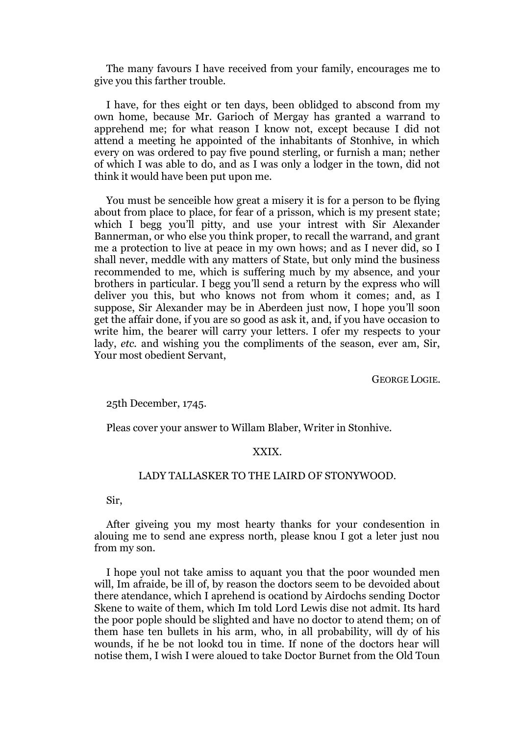The many favours I have received from your family, encourages me to give you this farther trouble.

I have, for thes eight or ten days, been oblidged to abscond from my own home, because Mr. Garioch of Mergay has granted a warrand to apprehend me; for what reason I know not, except because I did not attend a meeting he appointed of the inhabitants of Stonhive, in which every on was ordered to pay five pound sterling, or furnish a man; nether of which I was able to do, and as I was only a lodger in the town, did not think it would have been put upon me.

You must be senceible how great a misery it is for a person to be flying about from place to place, for fear of a prisson, which is my present state; which I begg you'll pitty, and use your intrest with Sir Alexander Bannerman, or who else you think proper, to recall the warrand, and grant me a protection to live at peace in my own hows; and as I never did, so I shall never, meddle with any matters of State, but only mind the business recommended to me, which is suffering much by my absence, and your brothers in particular. I begg you'll send a return by the express who will deliver you this, but who knows not from whom it comes; and, as I suppose, Sir Alexander may be in Aberdeen just now, I hope you'll soon get the affair done, if you are so good as ask it, and, if you have occasion to write him, the bearer will carry your letters. I ofer my respects to your lady, *etc.* and wishing you the compliments of the season, ever am, Sir, Your most obedient Servant,

GEORGE LOGIE.

25th December, 1745.

Pleas cover your answer to Willam Blaber, Writer in Stonhive.

## XXIX.

### LADY TALLASKER TO THE LAIRD OF STONYWOOD.

Sir,

After giveing you my most hearty thanks for your condesention in alouing me to send ane express north, please knou I got a leter just nou from my son.

I hope youl not take amiss to aquant you that the poor wounded men will, Im afraide, be ill of, by reason the doctors seem to be devoided about there atendance, which I aprehend is ocationd by Airdochs sending Doctor Skene to waite of them, which Im told Lord Lewis dise not admit. Its hard the poor pople should be slighted and have no doctor to atend them; on of them hase ten bullets in his arm, who, in all probability, will dy of his wounds, if he be not lookd tou in time. If none of the doctors hear will notise them, I wish I were aloued to take Doctor Burnet from the Old Toun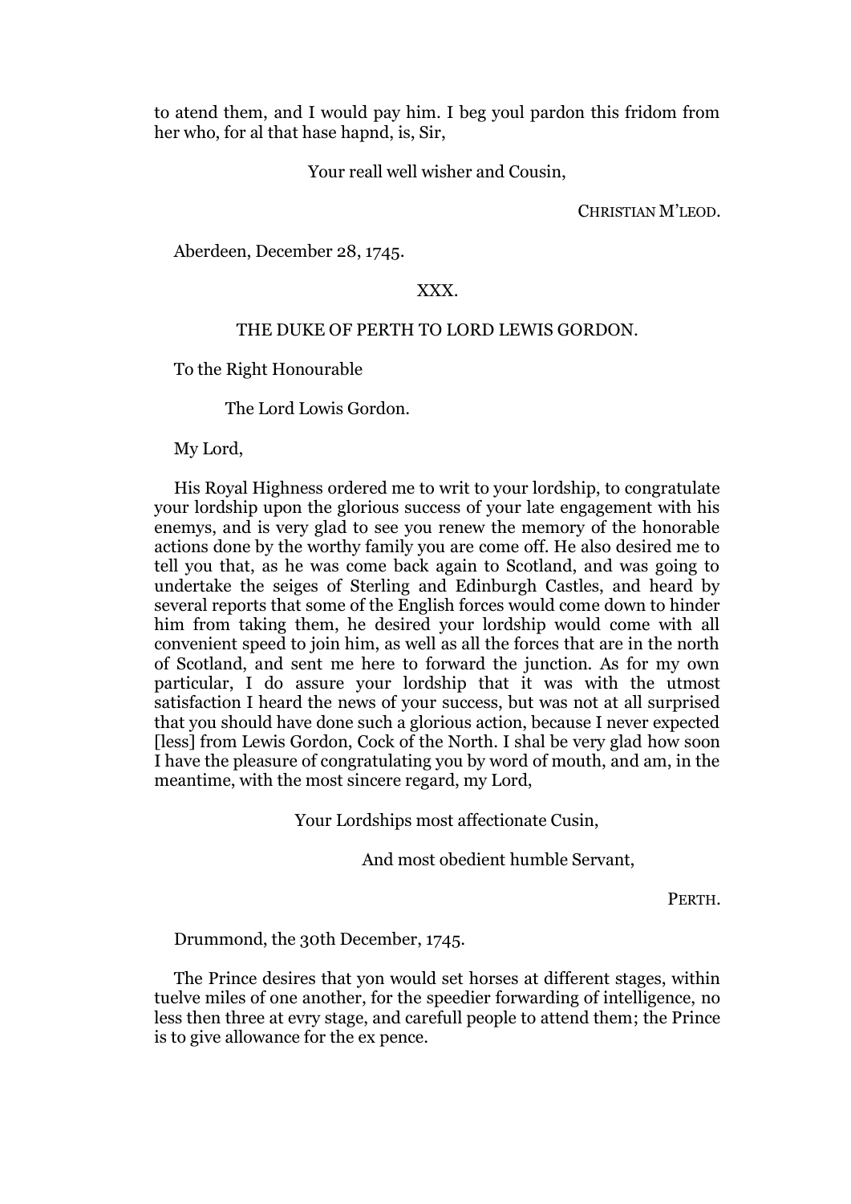to atend them, and I would pay him. I beg youl pardon this fridom from her who, for al that hase hapnd, is, Sir,

Your reall well wisher and Cousin,

CHRISTIAN M'LEOD.

Aberdeen, December 28, 1745.

## XXX.

### THE DUKE OF PERTH TO LORD LEWIS GORDON.

To the Right Honourable

The Lord Lowis Gordon.

My Lord,

His Royal Highness ordered me to writ to your lordship, to congratulate your lordship upon the glorious success of your late engagement with his enemys, and is very glad to see you renew the memory of the honorable actions done by the worthy family you are come off. He also desired me to tell you that, as he was come back again to Scotland, and was going to undertake the seiges of Sterling and Edinburgh Castles, and heard by several reports that some of the English forces would come down to hinder him from taking them, he desired your lordship would come with all convenient speed to join him, as well as all the forces that are in the north of Scotland, and sent me here to forward the junction. As for my own particular, I do assure your lordship that it was with the utmost satisfaction I heard the news of your success, but was not at all surprised that you should have done such a glorious action, because I never expected [less] from Lewis Gordon, Cock of the North. I shal be very glad how soon I have the pleasure of congratulating you by word of mouth, and am, in the meantime, with the most sincere regard, my Lord,

Your Lordships most affectionate Cusin,

And most obedient humble Servant,

PERTH.

Drummond, the 30th December, 1745.

The Prince desires that yon would set horses at different stages, within tuelve miles of one another, for the speedier forwarding of intelligence, no less then three at evry stage, and carefull people to attend them; the Prince is to give allowance for the ex pence.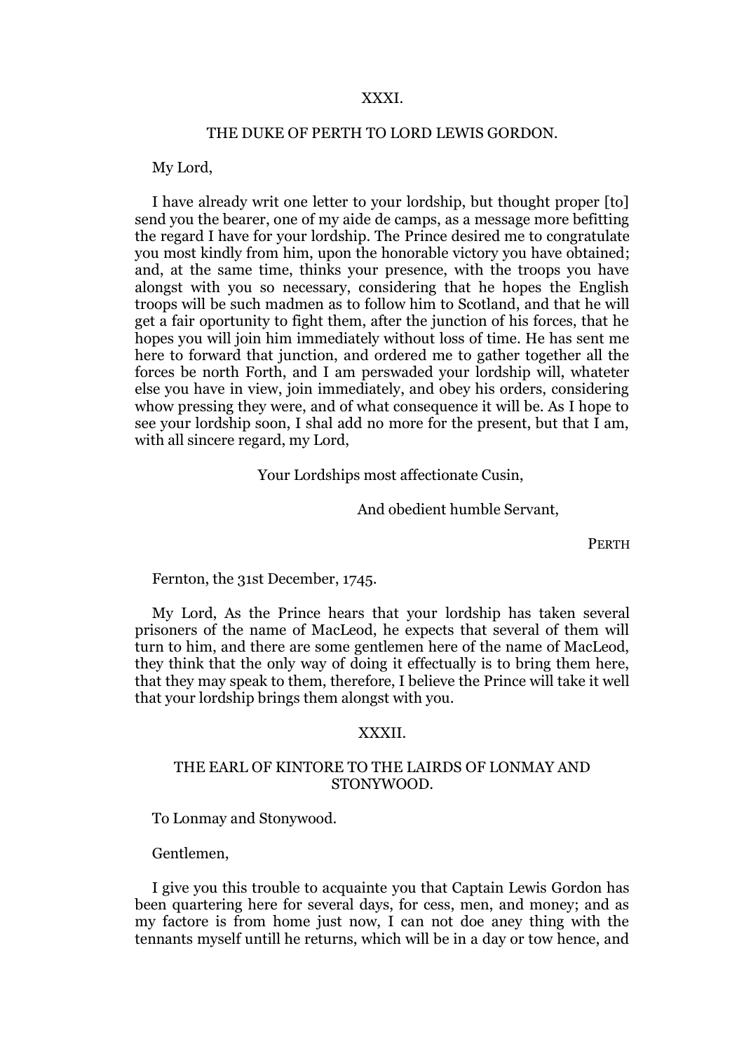## XXXI.

### THE DUKE OF PERTH TO LORD LEWIS GORDON.

My Lord,

I have already writ one letter to your lordship, but thought proper [to] send you the bearer, one of my aide de camps, as a message more befitting the regard I have for your lordship. The Prince desired me to congratulate you most kindly from him, upon the honorable victory you have obtained; and, at the same time, thinks your presence, with the troops you have alongst with you so necessary, considering that he hopes the English troops will be such madmen as to follow him to Scotland, and that he will get a fair oportunity to fight them, after the junction of his forces, that he hopes you will join him immediately without loss of time. He has sent me here to forward that junction, and ordered me to gather together all the forces be north Forth, and I am perswaded your lordship will, whateter else you have in view, join immediately, and obey his orders, considering whow pressing they were, and of what consequence it will be. As I hope to see your lordship soon, I shal add no more for the present, but that I am, with all sincere regard, my Lord,

Your Lordships most affectionate Cusin,

And obedient humble Servant,

PERTH

Fernton, the 31st December, 1745.

My Lord, As the Prince hears that your lordship has taken several prisoners of the name of MacLeod, he expects that several of them will turn to him, and there are some gentlemen here of the name of MacLeod, they think that the only way of doing it effectually is to bring them here, that they may speak to them, therefore, I believe the Prince will take it well that your lordship brings them alongst with you.

## XXXII.

### THE EARL OF KINTORE TO THE LAIRDS OF LONMAY AND STONYWOOD.

To Lonmay and Stonywood.

Gentlemen,

I give you this trouble to acquainte you that Captain Lewis Gordon has been quartering here for several days, for cess, men, and money; and as my factore is from home just now, I can not doe aney thing with the tennants myself untill he returns, which will be in a day or tow hence, and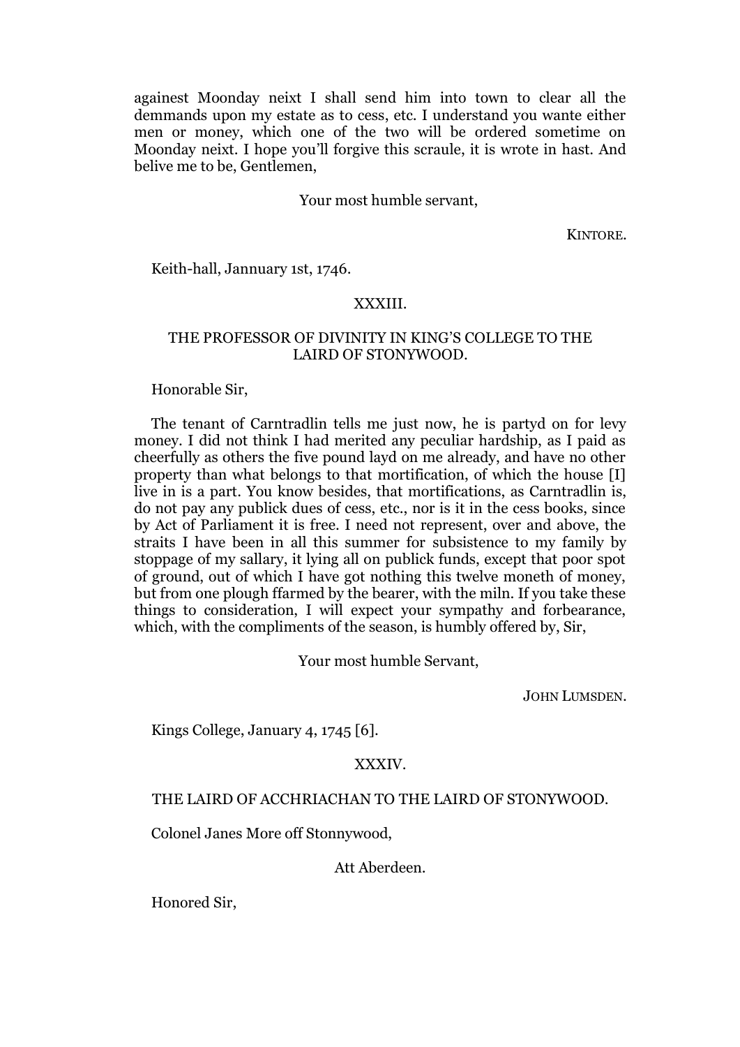againest Moonday neixt I shall send him into town to clear all the demmands upon my estate as to cess, etc. I understand you wante either men or money, which one of the two will be ordered sometime on Moonday neixt. I hope you'll forgive this scraule, it is wrote in hast. And belive me to be, Gentlemen,

Your most humble servant,

KINTORE.

Keith-hall, Jannuary 1st, 1746.

## XXXIII.

### THE PROFESSOR OF DIVINITY IN KING'S COLLEGE TO THE LAIRD OF STONYWOOD.

Honorable Sir,

The tenant of Carntradlin tells me just now, he is partyd on for levy money. I did not think I had merited any peculiar hardship, as I paid as cheerfully as others the five pound layd on me already, and have no other property than what belongs to that mortification, of which the house [I] live in is a part. You know besides, that mortifications, as Carntradlin is, do not pay any publick dues of cess, etc., nor is it in the cess books, since by Act of Parliament it is free. I need not represent, over and above, the straits I have been in all this summer for subsistence to my family by stoppage of my sallary, it lying all on publick funds, except that poor spot of ground, out of which I have got nothing this twelve moneth of money, but from one plough ffarmed by the bearer, with the miln. If you take these things to consideration, I will expect your sympathy and forbearance, which, with the compliments of the season, is humbly offered by, Sir,

Your most humble Servant,

JOHN LUMSDEN.

Kings College, January 4, 1745 [6].

## XXXIV.

### THE LAIRD OF ACCHRIACHAN TO THE LAIRD OF STONYWOOD.

Colonel Janes More off Stonnywood,

Att Aberdeen.

Honored Sir,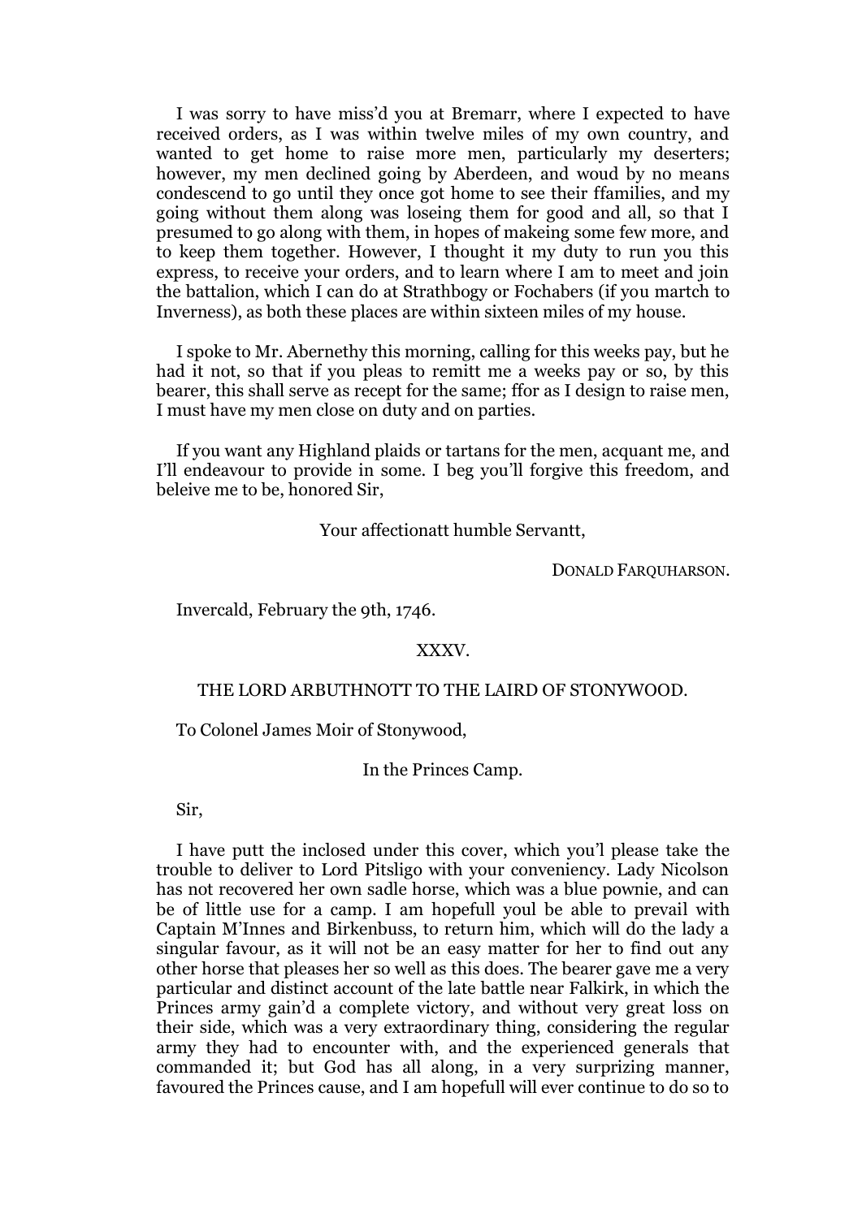I was sorry to have miss'd you at Bremarr, where I expected to have received orders, as I was within twelve miles of my own country, and wanted to get home to raise more men, particularly my deserters; however, my men declined going by Aberdeen, and woud by no means condescend to go until they once got home to see their ffamilies, and my going without them along was loseing them for good and all, so that I presumed to go along with them, in hopes of makeing some few more, and to keep them together. However, I thought it my duty to run you this express, to receive your orders, and to learn where I am to meet and join the battalion, which I can do at Strathbogy or Fochabers (if you martch to Inverness), as both these places are within sixteen miles of my house.

I spoke to Mr. Abernethy this morning, calling for this weeks pay, but he had it not, so that if you pleas to remitt me a weeks pay or so, by this bearer, this shall serve as recept for the same; ffor as I design to raise men, I must have my men close on duty and on parties.

If you want any Highland plaids or tartans for the men, acquant me, and I'll endeavour to provide in some. I beg you'll forgive this freedom, and beleive me to be, honored Sir,

Your affectionatt humble Servantt,

DONALD FARQUHARSON.

Invercald, February the 9th, 1746.

## XXXV.

### THE LORD ARBUTHNOTT TO THE LAIRD OF STONYWOOD.

To Colonel James Moir of Stonywood,

In the Princes Camp.

Sir,

I have putt the inclosed under this cover, which you'l please take the trouble to deliver to Lord Pitsligo with your conveniency. Lady Nicolson has not recovered her own sadle horse, which was a blue pownie, and can be of little use for a camp. I am hopefull youl be able to prevail with Captain M'Innes and Birkenbuss, to return him, which will do the lady a singular favour, as it will not be an easy matter for her to find out any other horse that pleases her so well as this does. The bearer gave me a very particular and distinct account of the late battle near Falkirk, in which the Princes army gain'd a complete victory, and without very great loss on their side, which was a very extraordinary thing, considering the regular army they had to encounter with, and the experienced generals that commanded it; but God has all along, in a very surprizing manner, favoured the Princes cause, and I am hopefull will ever continue to do so to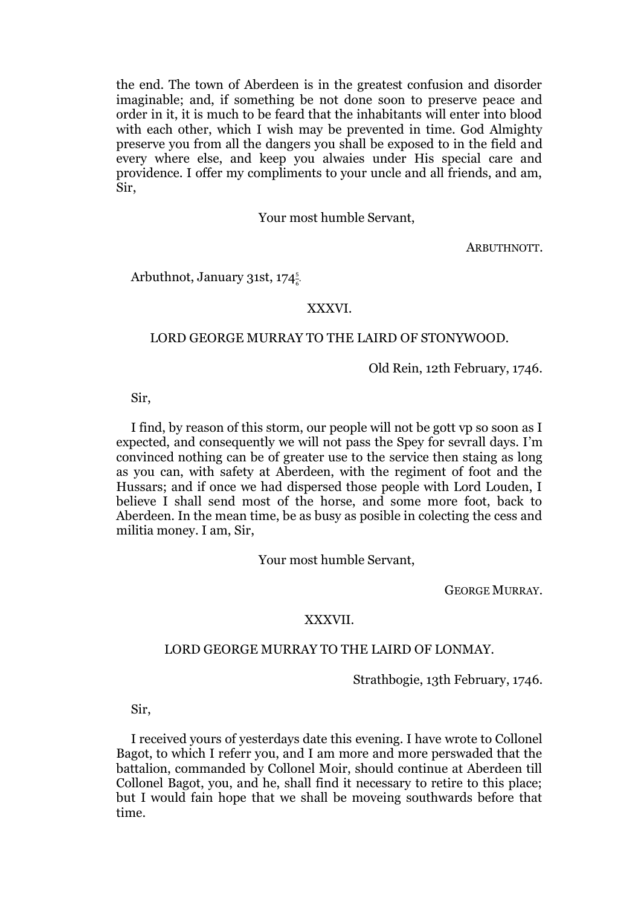the end. The town of Aberdeen is in the greatest confusion and disorder imaginable; and, if something be not done soon to preserve peace and order in it, it is much to be feard that the inhabitants will enter into blood with each other, which I wish may be prevented in time. God Almighty preserve you from all the dangers you shall be exposed to in the field and every where else, and keep you alwaies under His special care and providence. I offer my compliments to your uncle and all friends, and am, Sir,

Your most humble Servant,

ARBUTHNOTT.

Arbuthnot, January 31st, 174$\frac{5}{6}$.

XXXVI.

LORD GEORGE MURRAY TO THE LAIRD OF STONYWOOD.

Old Rein, 12th February, 1746.

Sir,

I find, by reason of this storm, our people will not be gott vp so soon as I expected, and consequently we will not pass the Spey for sevrall days. I'm convinced nothing can be of greater use to the service then staing as long as you can, with safety at Aberdeen, with the regiment of foot and the Hussars; and if once we had dispersed those people with Lord Louden, I believe I shall send most of the horse, and some more foot, back to Aberdeen. In the mean time, be as busy as posible in colecting the cess and militia money. I am, Sir,

Your most humble Servant,

GEORGE MURRAY.

XXXVII.

LORD GEORGE MURRAY TO THE LAIRD OF LONMAY.

Strathbogie, 13th February, 1746.

Sir,

I received yours of yesterdays date this evening. I have wrote to Collonel Bagot, to which I referr you, and I am more and more perswaded that the battalion, commanded by Collonel Moir, should continue at Aberdeen till Collonel Bagot, you, and he, shall find it necessary to retire to this place; but I would fain hope that we shall be moveing southwards before that time.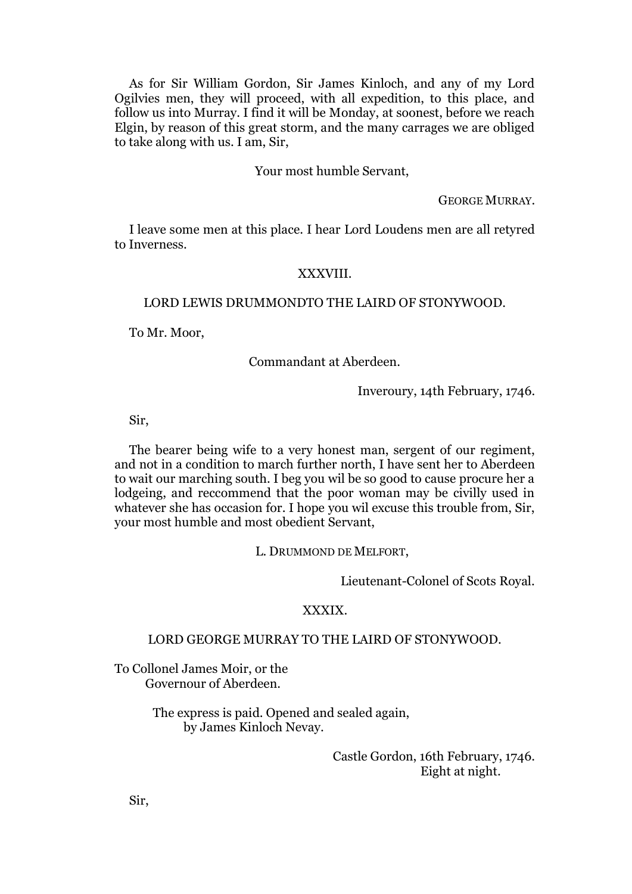As for Sir William Gordon, Sir James Kinloch, and any of my Lord Ogilvies men, they will proceed, with all expedition, to this place, and follow us into Murray. I find it will be Monday, at soonest, before we reach Elgin, by reason of this great storm, and the many carrages we are obliged to take along with us. I am, Sir,

Your most humble Servant,

GEORGE MURRAY.

I leave some men at this place. I hear Lord Loudens men are all retyred to Inverness.

## XXXVIII.

### LORD LEWIS DRUMMONDTO THE LAIRD OF STONYWOOD.

To Mr. Moor,

Commandant at Aberdeen.

Inveroury, 14th February, 1746.

Sir,

The bearer being wife to a very honest man, sergent of our regiment, and not in a condition to march further north, I have sent her to Aberdeen to wait our marching south. I beg you wil be so good to cause procure her a lodgeing, and reccommend that the poor woman may be civilly used in whatever she has occasion for. I hope you wil excuse this trouble from, Sir, your most humble and most obedient Servant,

L. DRUMMOND DE MELFORT,

Lieutenant-Colonel of Scots Royal.

## XXXIX.

### LORD GEORGE MURRAY TO THE LAIRD OF STONYWOOD.

To Collonel James Moir, or the
Governour of Aberdeen.

The express is paid. Opened and sealed again,
by James Kinloch Nevay.

Castle Gordon, 16th February, 1746.
Eight at night.

Sir,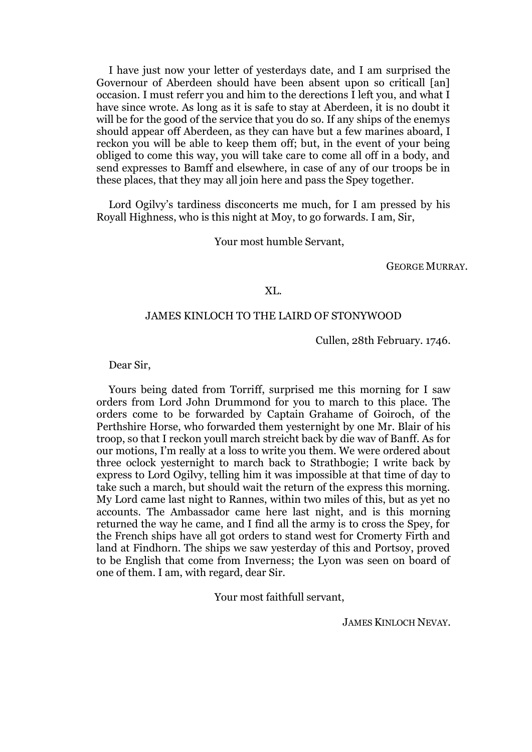I have just now your letter of yesterdays date, and I am surprised the Governour of Aberdeen should have been absent upon so criticall [an] occasion. I must referr you and him to the derections I left you, and what I have since wrote. As long as it is safe to stay at Aberdeen, it is no doubt it will be for the good of the service that you do so. If any ships of the enemys should appear off Aberdeen, as they can have but a few marines aboard, I reckon you will be able to keep them off; but, in the event of your being obliged to come this way, you will take care to come all off in a body, and send expresses to Bamff and elsewhere, in case of any of our troops be in these places, that they may all join here and pass the Spey together.

Lord Ogilvy's tardiness disconcerts me much, for I am pressed by his Royall Highness, who is this night at Moy, to go forwards. I am, Sir,

Your most humble Servant,

GEORGE MURRAY.

XL.

JAMES KINLOCH TO THE LAIRD OF STONYWOOD

Cullen, 28th February. 1746.

Dear Sir,

Yours being dated from Torriff, surprised me this morning for I saw orders from Lord John Drummond for you to march to this place. The orders come to be forwarded by Captain Grahame of Goiroch, of the Perthshire Horse, who forwarded them yesternight by one Mr. Blair of his troop, so that I reckon youll march streicht back by die wav of Banff. As for our motions, I'm really at a loss to write you them. We were ordered about three oclock yesternight to march back to Strathbogie; I write back by express to Lord Ogilvy, telling him it was impossible at that time of day to take such a march, but should wait the return of the express this morning. My Lord came last night to Rannes, within two miles of this, but as yet no accounts. The Ambassador came here last night, and is this morning returned the way he came, and I find all the army is to cross the Spey, for the French ships have all got orders to stand west for Cromerty Firth and land at Findhorn. The ships we saw yesterday of this and Portsoy, proved to be English that come from Inverness; the Lyon was seen on board of one of them. I am, with regard, dear Sir.

Your most faithfull servant,

JAMES KINLOCH NEVAY.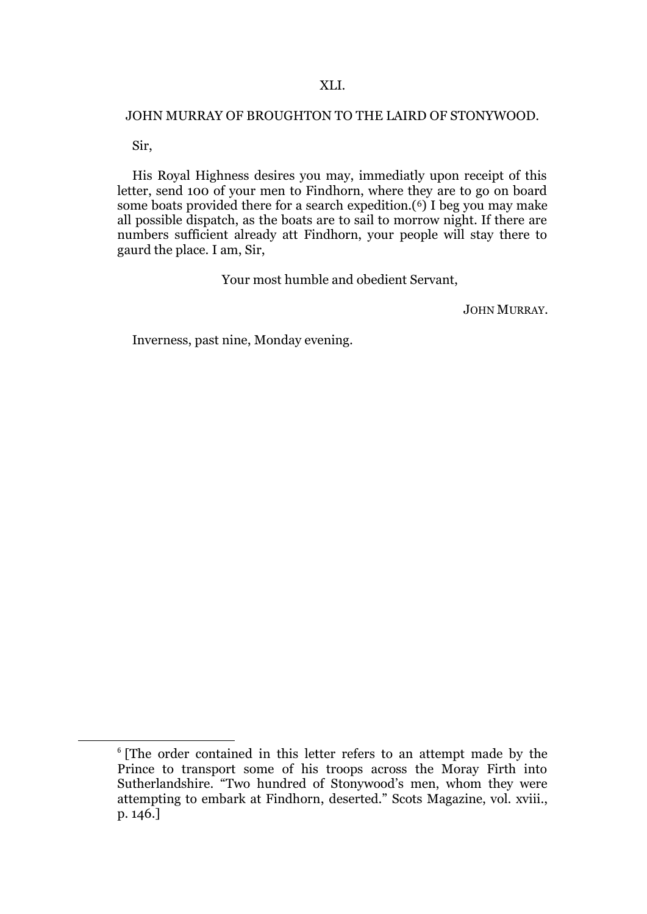## XLI.

### JOHN MURRAY OF BROUGHTON TO THE LAIRD OF STONYWOOD.

Sir,

His Royal Highness desires you may, immediatly upon receipt of this letter, send 100 of your men to Findhorn, where they are to go on board some boats provided there for a search expedition.[6] I beg you may make all possible dispatch, as the boats are to sail to morrow night. If there are numbers sufficient already att Findhorn, your people will stay there to gaurd the place. I am, Sir,

Your most humble and obedient Servant,

JOHN MURRAY.

Inverness, past nine, Monday evening.

---

[6] [The order contained in this letter refers to an attempt made by the Prince to transport some of his troops across the Moray Firth into Sutherlandshire. "Two hundred of Stonywood's men, whom they were attempting to embark at Findhorn, deserted." Scots Magazine, vol. xviii., p. 146.]